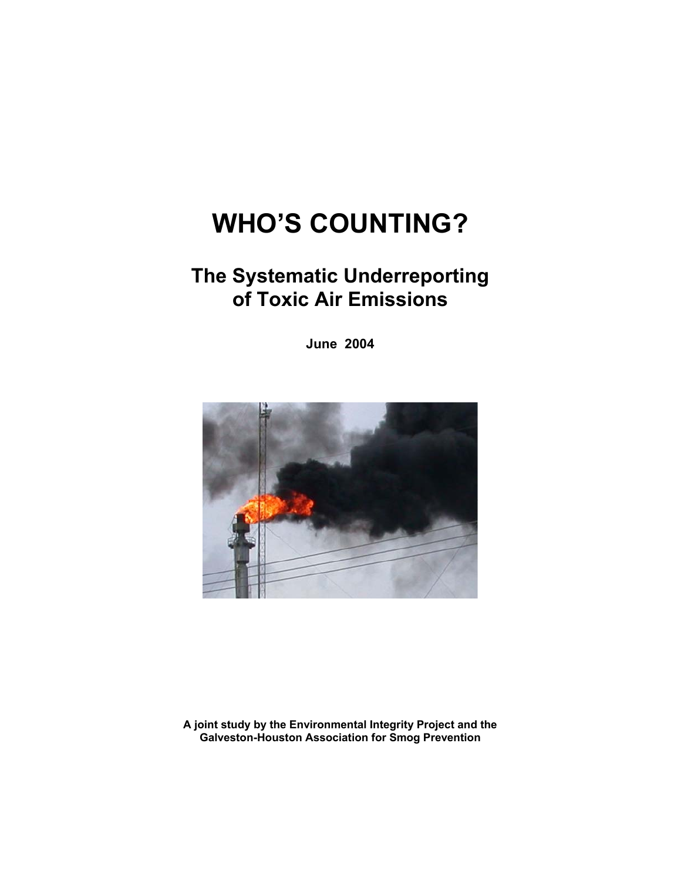# WHO'S COUNTING?

## The Systematic Underreporting of Toxic Air Emissions

**June 2004**

**A joint study by the Environmental Integrity Project and the Galveston-Houston Association for Smog Prevention**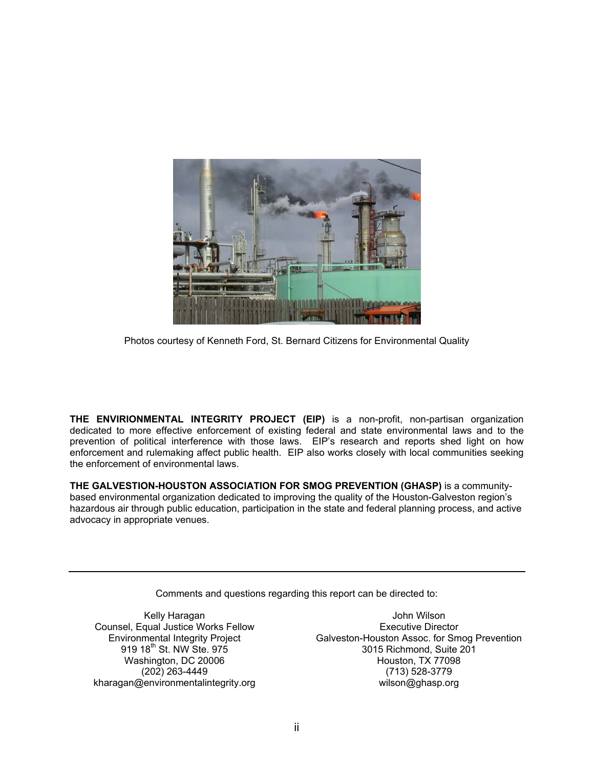Photos courtesy of Kenneth Ford, St. Bernard Citizens for Environmental Quality

**THE ENVIRIONMENTAL INTEGRITY PROJECT (EIP)** is a non-profit, non-partisan organization dedicated to more effective enforcement of existing federal and state environmental laws and to the prevention of political interference with those laws. EIP's research and reports shed light on how enforcement and rulemaking affect public health. EIP also works closely with local communities seeking the enforcement of environmental laws.

**THE GALVESTION-HOUSTON ASSOCIATION FOR SMOG PREVENTION (GHASP)** is a community-based environmental organization dedicated to improving the quality of the Houston-Galveston region's hazardous air through public education, participation in the state and federal planning process, and active advocacy in appropriate venues.

---

Comments and questions regarding this report can be directed to:

Kelly Haragan
Counsel, Equal Justice Works Fellow
Environmental Integrity Project
919 18th St. NW Ste. 975
Washington, DC 20006
(202) 263-4449
kharagan@environmentalintegrity.org

John Wilson
Executive Director
Galveston-Houston Assoc. for Smog Prevention
3015 Richmond, Suite 201
Houston, TX 77098
(713) 528-3779
wilson@ghasp.org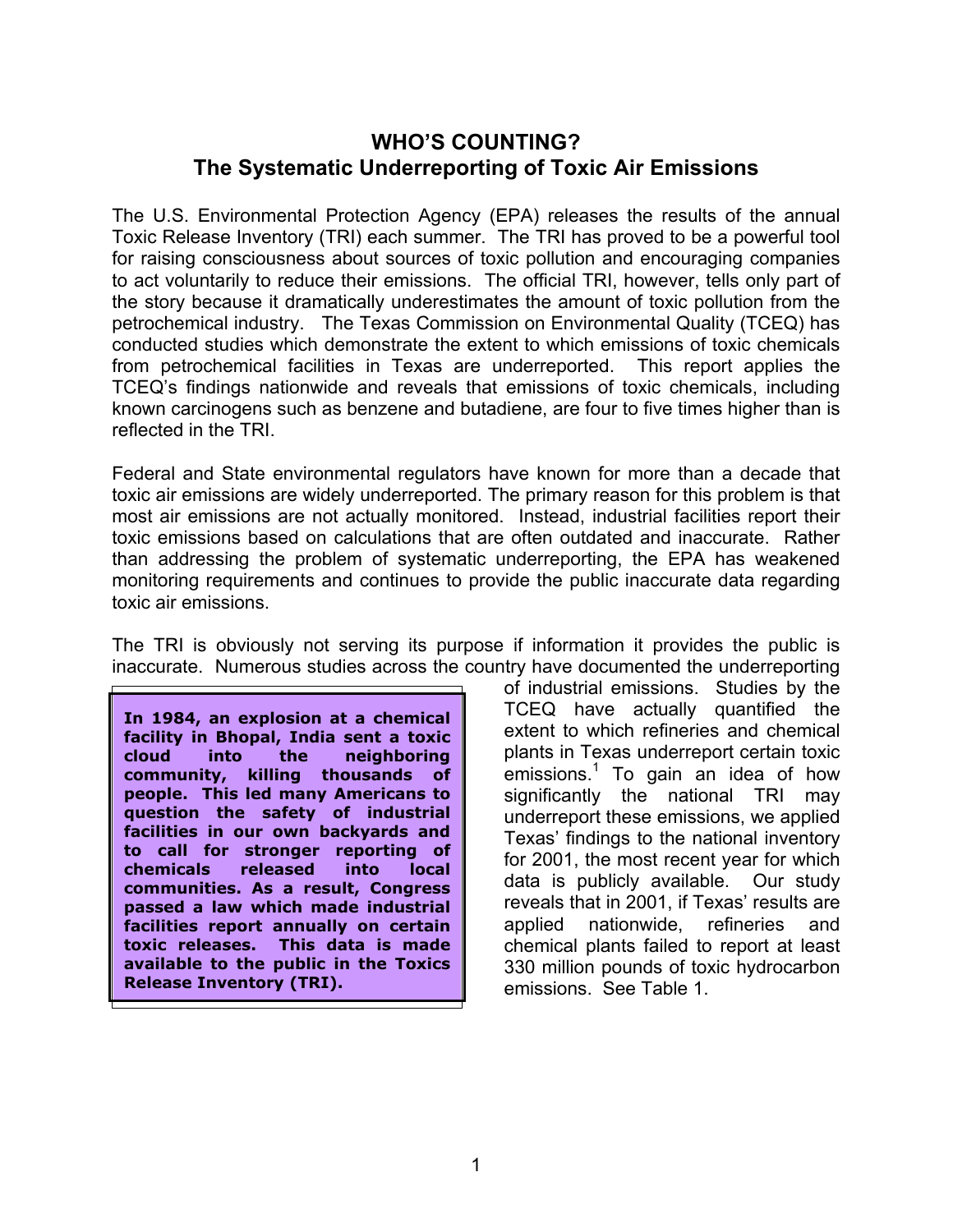# WHO'S COUNTING?
## The Systematic Underreporting of Toxic Air Emissions

The U.S. Environmental Protection Agency (EPA) releases the results of the annual Toxic Release Inventory (TRI) each summer. The TRI has proved to be a powerful tool for raising consciousness about sources of toxic pollution and encouraging companies to act voluntarily to reduce their emissions. The official TRI, however, tells only part of the story because it dramatically underestimates the amount of toxic pollution from the petrochemical industry. The Texas Commission on Environmental Quality (TCEQ) has conducted studies which demonstrate the extent to which emissions of toxic chemicals from petrochemical facilities in Texas are underreported. This report applies the TCEQ's findings nationwide and reveals that emissions of toxic chemicals, including known carcinogens such as benzene and butadiene, are four to five times higher than is reflected in the TRI.

Federal and State environmental regulators have known for more than a decade that toxic air emissions are widely underreported. The primary reason for this problem is that most air emissions are not actually monitored. Instead, industrial facilities report their toxic emissions based on calculations that are often outdated and inaccurate. Rather than addressing the problem of systematic underreporting, the EPA has weakened monitoring requirements and continues to provide the public inaccurate data regarding toxic air emissions.

The TRI is obviously not serving its purpose if information it provides the public is inaccurate. Numerous studies across the country have documented the underreporting of industrial emissions. Studies by the TCEQ have actually quantified the extent to which refineries and chemical plants in Texas underreport certain toxic emissions.[1] To gain an idea of how significantly the national TRI may underreport these emissions, we applied Texas' findings to the national inventory for 2001, the most recent year for which data is publicly available. Our study reveals that in 2001, if Texas' results are applied nationwide, refineries and chemical plants failed to report at least 330 million pounds of toxic hydrocarbon emissions. See Table 1.

**In 1984, an explosion at a chemical facility in Bhopal, India sent a toxic cloud into the neighboring community, killing thousands of people. This led many Americans to question the safety of industrial facilities in our own backyards and to call for stronger reporting of chemicals released into local communities. As a result, Congress passed a law which made industrial facilities report annually on certain toxic releases. This data is made available to the public in the Toxics Release Inventory (TRI).**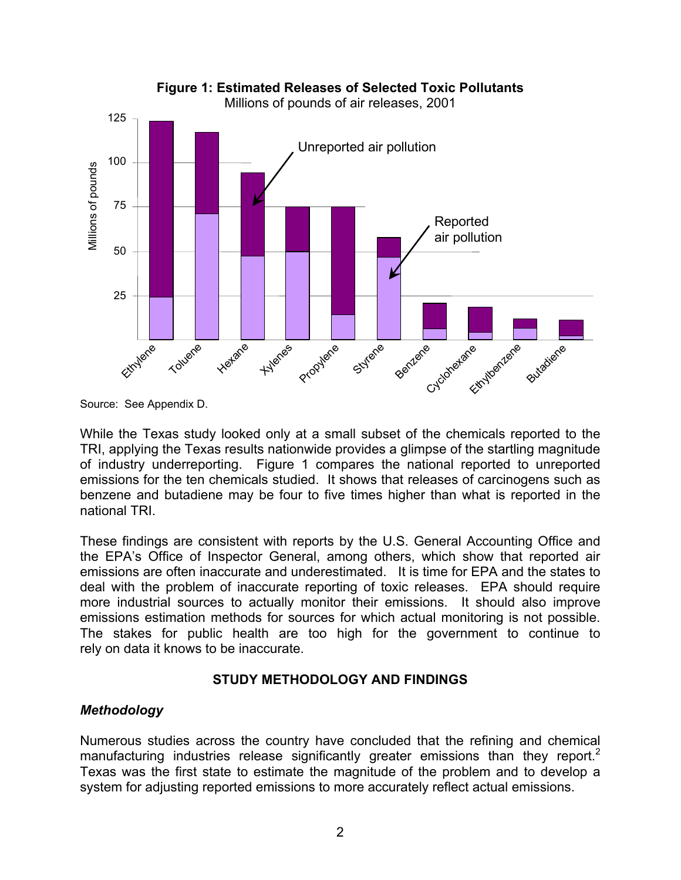**Figure 1: Estimated Releases of Selected Toxic Pollutants**

Millions of pounds of air releases, 2001

Millions of pounds

125
100
75
50
25

Unreported air pollution

Reported air pollution

Ethylene
Toluene
Hexane
Xylenes
Propylene
Styrene
Benzene
Cyclohexane
Ethylbenzene
Butadiene

Source: See Appendix D.

While the Texas study looked only at a small subset of the chemicals reported to the TRI, applying the Texas results nationwide provides a glimpse of the startling magnitude of industry underreporting. Figure 1 compares the national reported to unreported emissions for the ten chemicals studied. It shows that releases of carcinogens such as benzene and butadiene may be four to five times higher than what is reported in the national TRI.

These findings are consistent with reports by the U.S. General Accounting Office and the EPA's Office of Inspector General, among others, which show that reported air emissions are often inaccurate and underestimated. It is time for EPA and the states to deal with the problem of inaccurate reporting of toxic releases. EPA should require more industrial sources to actually monitor their emissions. It should also improve emissions estimation methods for sources for which actual monitoring is not possible. The stakes for public health are too high for the government to continue to rely on data it knows to be inaccurate.

## STUDY METHODOLOGY AND FINDINGS

### *Methodology*

Numerous studies across the country have concluded that the refining and chemical manufacturing industries release significantly greater emissions than they report.[2] Texas was the first state to estimate the magnitude of the problem and to develop a system for adjusting reported emissions to more accurately reflect actual emissions.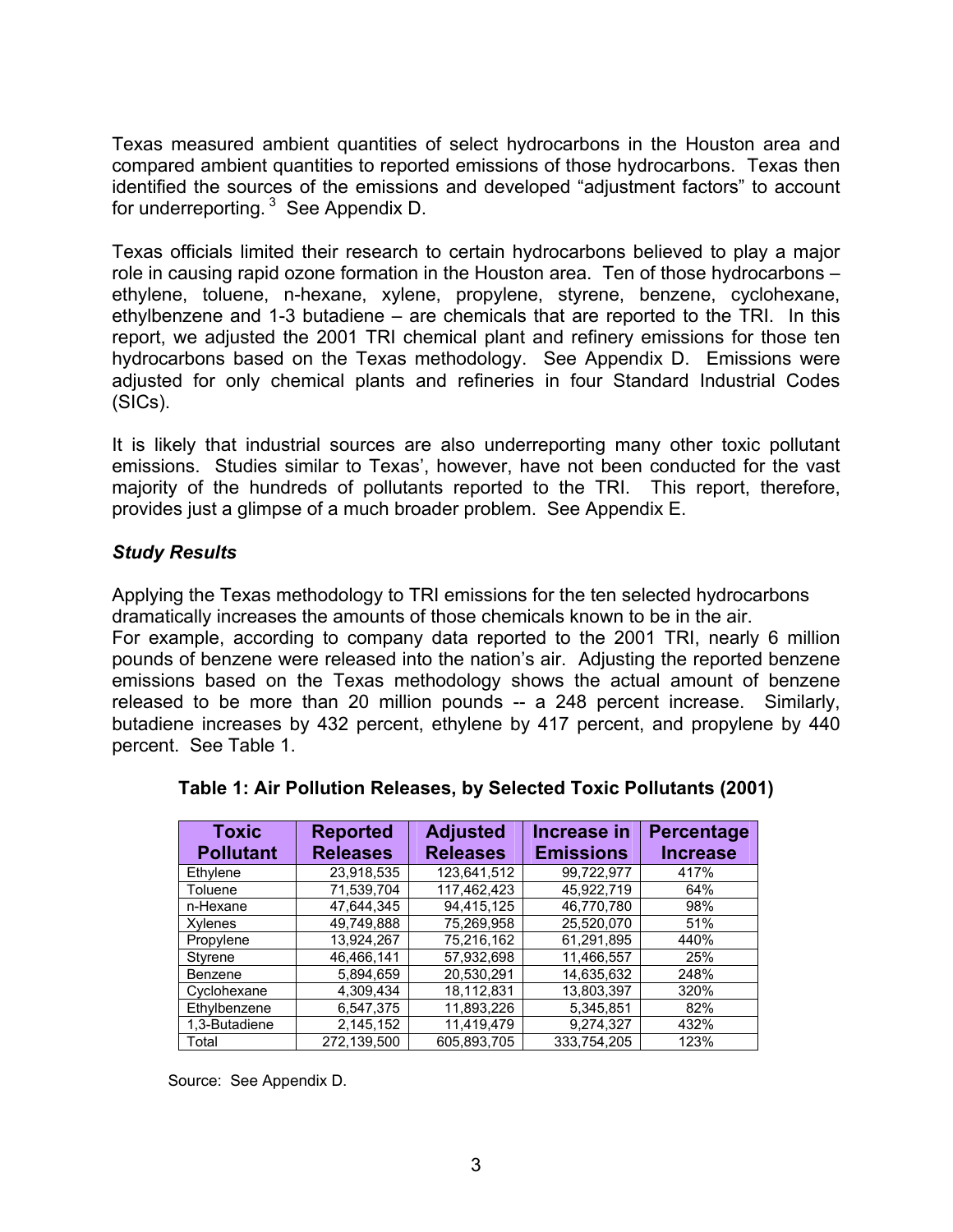Texas measured ambient quantities of select hydrocarbons in the Houston area and compared ambient quantities to reported emissions of those hydrocarbons. Texas then identified the sources of the emissions and developed "adjustment factors" to account for underreporting. [3] See Appendix D.

Texas officials limited their research to certain hydrocarbons believed to play a major role in causing rapid ozone formation in the Houston area. Ten of those hydrocarbons – ethylene, toluene, n-hexane, xylene, propylene, styrene, benzene, cyclohexane, ethylbenzene and 1-3 butadiene – are chemicals that are reported to the TRI. In this report, we adjusted the 2001 TRI chemical plant and refinery emissions for those ten hydrocarbons based on the Texas methodology. See Appendix D. Emissions were adjusted for only chemical plants and refineries in four Standard Industrial Codes (SICs).

It is likely that industrial sources are also underreporting many other toxic pollutant emissions. Studies similar to Texas', however, have not been conducted for the vast majority of the hundreds of pollutants reported to the TRI. This report, therefore, provides just a glimpse of a much broader problem. See Appendix E.

### *Study Results*

Applying the Texas methodology to TRI emissions for the ten selected hydrocarbons dramatically increases the amounts of those chemicals known to be in the air.
For example, according to company data reported to the 2001 TRI, nearly 6 million pounds of benzene were released into the nation's air. Adjusting the reported benzene emissions based on the Texas methodology shows the actual amount of benzene released to be more than 20 million pounds -- a 248 percent increase. Similarly, butadiene increases by 432 percent, ethylene by 417 percent, and propylene by 440 percent. See Table 1.

**Table 1: Air Pollution Releases, by Selected Toxic Pollutants (2001)**

| Toxic Pollutant | Reported Releases | Adjusted Releases | Increase in Emissions | Percentage Increase |
|---|---|---|---|---|
| Ethylene | 23,918,535 | 123,641,512 | 99,722,977 | 417% |
| Toluene | 71,539,704 | 117,462,423 | 45,922,719 | 64% |
| n-Hexane | 47,644,345 | 94,415,125 | 46,770,780 | 98% |
| Xylenes | 49,749,888 | 75,269,958 | 25,520,070 | 51% |
| Propylene | 13,924,267 | 75,216,162 | 61,291,895 | 440% |
| Styrene | 46,466,141 | 57,932,698 | 11,466,557 | 25% |
| Benzene | 5,894,659 | 20,530,291 | 14,635,632 | 248% |
| Cyclohexane | 4,309,434 | 18,112,831 | 13,803,397 | 320% |
| Ethylbenzene | 6,547,375 | 11,893,226 | 5,345,851 | 82% |
| 1,3-Butadiene | 2,145,152 | 11,419,479 | 9,274,327 | 432% |
| Total | 272,139,500 | 605,893,705 | 333,754,205 | 123% |

Source: See Appendix D.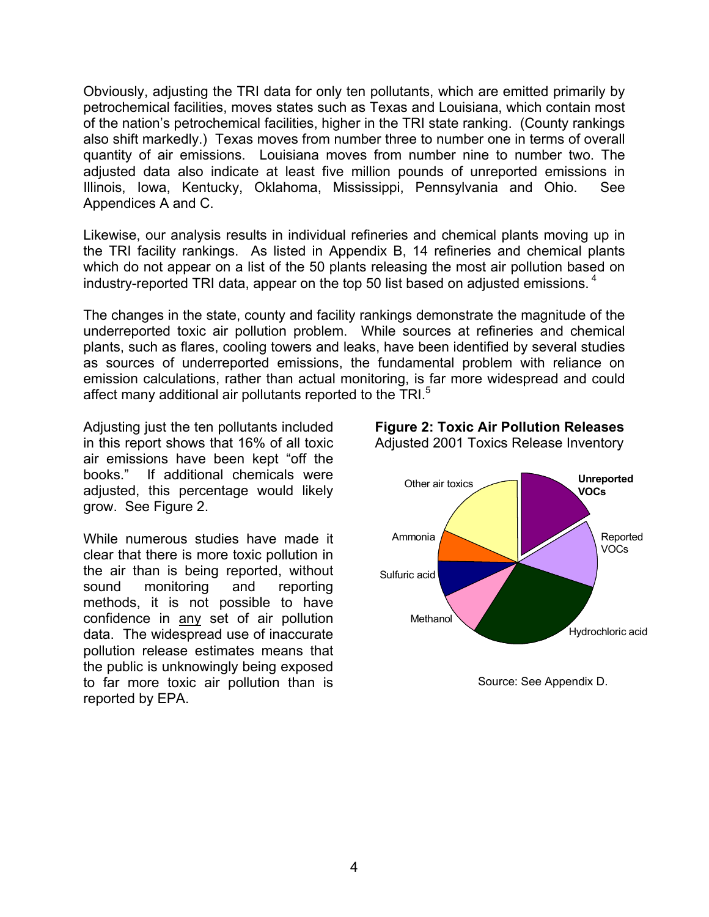Obviously, adjusting the TRI data for only ten pollutants, which are emitted primarily by petrochemical facilities, moves states such as Texas and Louisiana, which contain most of the nation's petrochemical facilities, higher in the TRI state ranking. (County rankings also shift markedly.) Texas moves from number three to number one in terms of overall quantity of air emissions. Louisiana moves from number nine to number two. The adjusted data also indicate at least five million pounds of unreported emissions in Illinois, Iowa, Kentucky, Oklahoma, Mississippi, Pennsylvania and Ohio. See Appendices A and C.

Likewise, our analysis results in individual refineries and chemical plants moving up in the TRI facility rankings. As listed in Appendix B, 14 refineries and chemical plants which do not appear on a list of the 50 plants releasing the most air pollution based on industry-reported TRI data, appear on the top 50 list based on adjusted emissions.[4]

The changes in the state, county and facility rankings demonstrate the magnitude of the underreported toxic air pollution problem. While sources at refineries and chemical plants, such as flares, cooling towers and leaks, have been identified by several studies as sources of underreported emissions, the fundamental problem with reliance on emission calculations, rather than actual monitoring, is far more widespread and could affect many additional air pollutants reported to the TRI.[5]

Adjusting just the ten pollutants included in this report shows that 16% of all toxic air emissions have been kept "off the books." If additional chemicals were adjusted, this percentage would likely grow. See Figure 2.

While numerous studies have made it clear that there is more toxic pollution in the air than is being reported, without sound monitoring and reporting methods, it is not possible to have confidence in any set of air pollution data. The widespread use of inaccurate pollution release estimates means that the public is unknowingly being exposed to far more toxic air pollution than is reported by EPA.

**Figure 2: Toxic Air Pollution Releases**
Adjusted 2001 Toxics Release Inventory

Other air toxics
**Unreported VOCs**
Reported VOCs
Ammonia
Sulfuric acid
Methanol
Hydrochloric acid

Source: See Appendix D.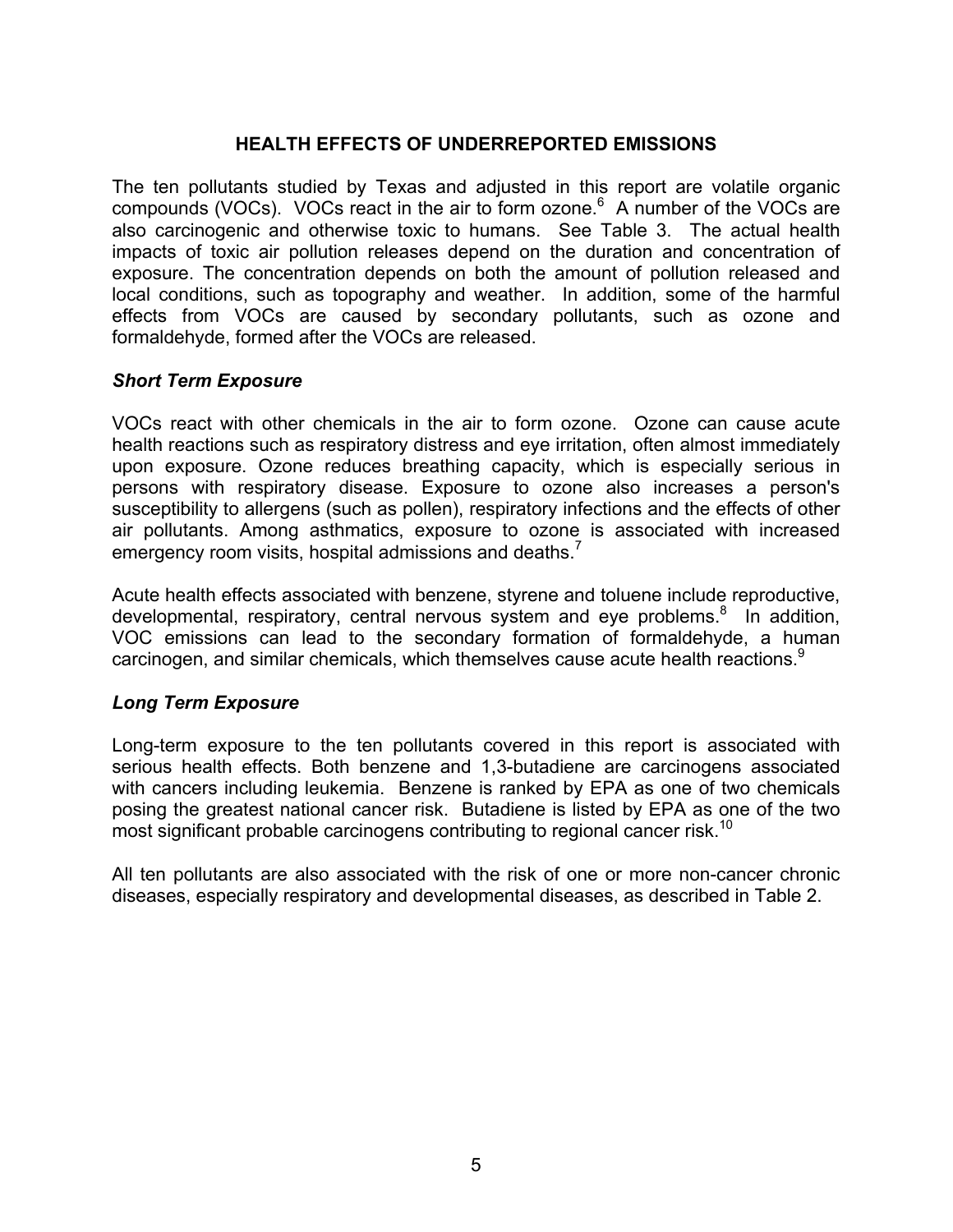## HEALTH EFFECTS OF UNDERREPORTED EMISSIONS

The ten pollutants studied by Texas and adjusted in this report are volatile organic compounds (VOCs). VOCs react in the air to form ozone.[6] A number of the VOCs are also carcinogenic and otherwise toxic to humans. See Table 3. The actual health impacts of toxic air pollution releases depend on the duration and concentration of exposure. The concentration depends on both the amount of pollution released and local conditions, such as topography and weather. In addition, some of the harmful effects from VOCs are caused by secondary pollutants, such as ozone and formaldehyde, formed after the VOCs are released.

### *Short Term Exposure*

VOCs react with other chemicals in the air to form ozone. Ozone can cause acute health reactions such as respiratory distress and eye irritation, often almost immediately upon exposure. Ozone reduces breathing capacity, which is especially serious in persons with respiratory disease. Exposure to ozone also increases a person's susceptibility to allergens (such as pollen), respiratory infections and the effects of other air pollutants. Among asthmatics, exposure to ozone is associated with increased emergency room visits, hospital admissions and deaths.[7]

Acute health effects associated with benzene, styrene and toluene include reproductive, developmental, respiratory, central nervous system and eye problems.[8] In addition, VOC emissions can lead to the secondary formation of formaldehyde, a human carcinogen, and similar chemicals, which themselves cause acute health reactions.[9]

### *Long Term Exposure*

Long-term exposure to the ten pollutants covered in this report is associated with serious health effects. Both benzene and 1,3-butadiene are carcinogens associated with cancers including leukemia. Benzene is ranked by EPA as one of two chemicals posing the greatest national cancer risk. Butadiene is listed by EPA as one of the two most significant probable carcinogens contributing to regional cancer risk.[10]

All ten pollutants are also associated with the risk of one or more non-cancer chronic diseases, especially respiratory and developmental diseases, as described in Table 2.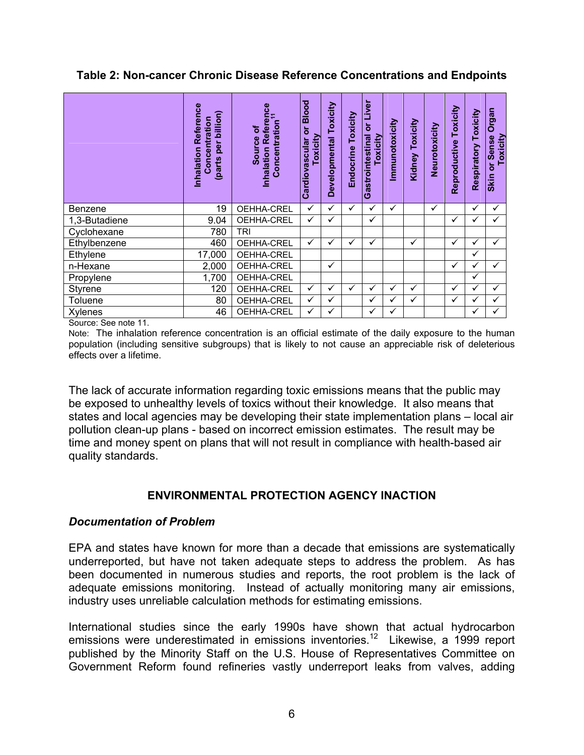**Table 2: Non-cancer Chronic Disease Reference Concentrations and Endpoints**

| | Inhalation Reference Concentration (parts per billion) | Source of Inhalation Reference Concentration[11] | Cardiovascular or Blood Toxicity | Developmental Toxicity | Endocrine Toxicity | Gastrointestinal or Liver Toxicity | Immunotoxicity | Kidney Toxicity | Neurotoxicity | Reproductive Toxicity | Respiratory Toxicity | Skin or Sense Organ Toxicity |
|---|---|---|---|---|---|---|---|---|---|---|---|---|
| Benzene | 19 | OEHHA-CREL | ✓ | ✓ | ✓ | ✓ | ✓ | | ✓ | | ✓ | ✓ |
| 1,3-Butadiene | 9.04 | OEHHA-CREL | ✓ | ✓ | | ✓ | | | | ✓ | ✓ | ✓ |
| Cyclohexane | 780 | TRI | | | | | | | | | | |
| Ethylbenzene | 460 | OEHHA-CREL | ✓ | ✓ | ✓ | ✓ | | ✓ | | ✓ | ✓ | ✓ |
| Ethylene | 17,000 | OEHHA-CREL | | | | | | | | | ✓ | |
| n-Hexane | 2,000 | OEHHA-CREL | | ✓ | | | | | | ✓ | ✓ | ✓ |
| Propylene | 1,700 | OEHHA-CREL | | | | | | | | | ✓ | |
| Styrene | 120 | OEHHA-CREL | ✓ | ✓ | ✓ | ✓ | ✓ | ✓ | | ✓ | ✓ | ✓ |
| Toluene | 80 | OEHHA-CREL | ✓ | ✓ | | ✓ | ✓ | ✓ | | ✓ | ✓ | ✓ |
| Xylenes | 46 | OEHHA-CREL | ✓ | ✓ | | ✓ | ✓ | | | | ✓ | ✓ |

Source: See note 11.

Note: The inhalation reference concentration is an official estimate of the daily exposure to the human population (including sensitive subgroups) that is likely to not cause an appreciable risk of deleterious effects over a lifetime.

The lack of accurate information regarding toxic emissions means that the public may be exposed to unhealthy levels of toxics without their knowledge. It also means that states and local agencies may be developing their state implementation plans – local air pollution clean-up plans - based on incorrect emission estimates. The result may be time and money spent on plans that will not result in compliance with health-based air quality standards.

## ENVIRONMENTAL PROTECTION AGENCY INACTION

### *Documentation of Problem*

EPA and states have known for more than a decade that emissions are systematically underreported, but have not taken adequate steps to address the problem. As has been documented in numerous studies and reports, the root problem is the lack of adequate emissions monitoring. Instead of actually monitoring many air emissions, industry uses unreliable calculation methods for estimating emissions.

International studies since the early 1990s have shown that actual hydrocarbon emissions were underestimated in emissions inventories.[12] Likewise, a 1999 report published by the Minority Staff on the U.S. House of Representatives Committee on Government Reform found refineries vastly underreport leaks from valves, adding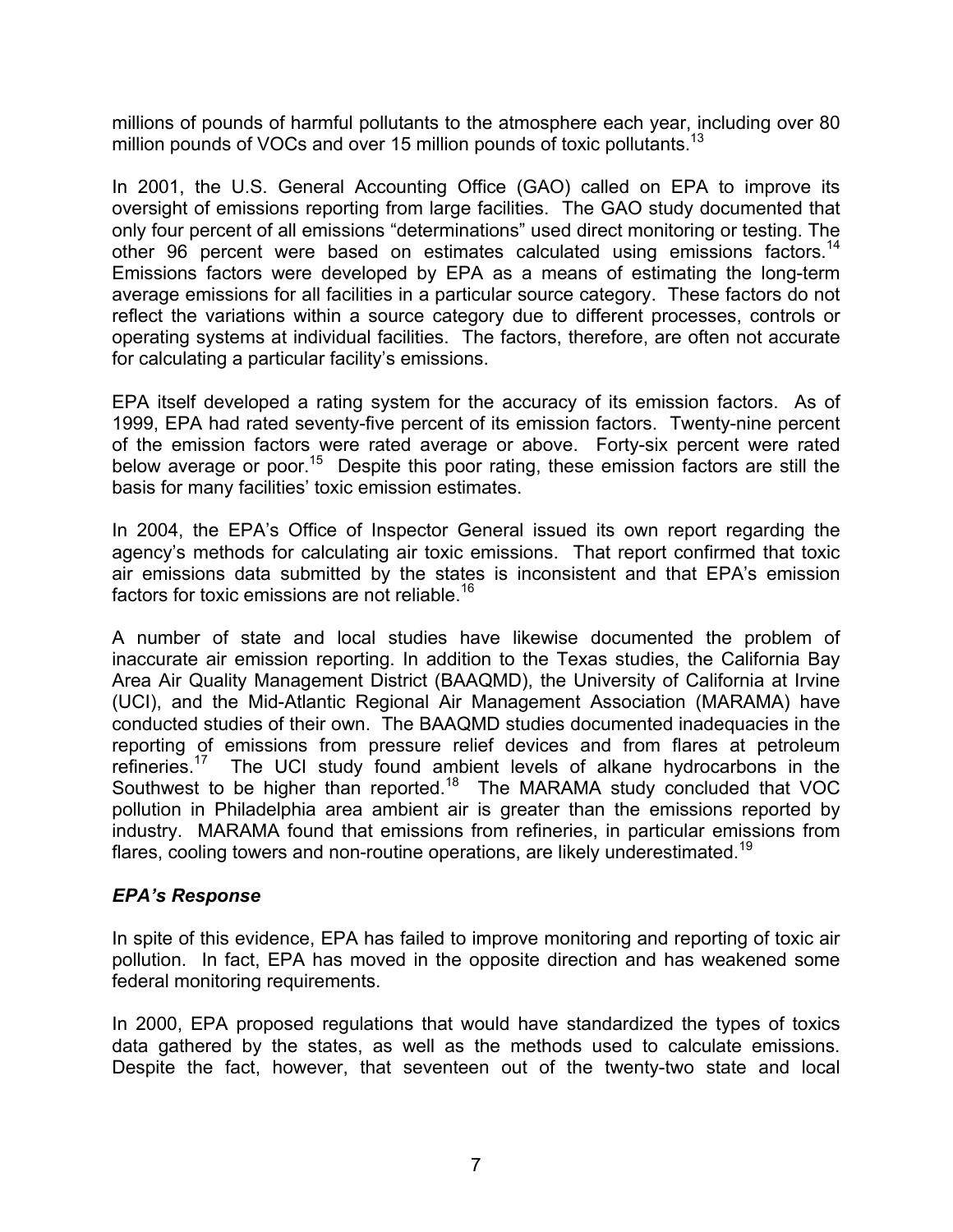millions of pounds of harmful pollutants to the atmosphere each year, including over 80 million pounds of VOCs and over 15 million pounds of toxic pollutants.[13]

In 2001, the U.S. General Accounting Office (GAO) called on EPA to improve its oversight of emissions reporting from large facilities. The GAO study documented that only four percent of all emissions "determinations" used direct monitoring or testing. The other 96 percent were based on estimates calculated using emissions factors.[14] Emissions factors were developed by EPA as a means of estimating the long-term average emissions for all facilities in a particular source category. These factors do not reflect the variations within a source category due to different processes, controls or operating systems at individual facilities. The factors, therefore, are often not accurate for calculating a particular facility's emissions.

EPA itself developed a rating system for the accuracy of its emission factors. As of 1999, EPA had rated seventy-five percent of its emission factors. Twenty-nine percent of the emission factors were rated average or above. Forty-six percent were rated below average or poor.[15] Despite this poor rating, these emission factors are still the basis for many facilities' toxic emission estimates.

In 2004, the EPA's Office of Inspector General issued its own report regarding the agency's methods for calculating air toxic emissions. That report confirmed that toxic air emissions data submitted by the states is inconsistent and that EPA's emission factors for toxic emissions are not reliable.[16]

A number of state and local studies have likewise documented the problem of inaccurate air emission reporting. In addition to the Texas studies, the California Bay Area Air Quality Management District (BAAQMD), the University of California at Irvine (UCI), and the Mid-Atlantic Regional Air Management Association (MARAMA) have conducted studies of their own. The BAAQMD studies documented inadequacies in the reporting of emissions from pressure relief devices and from flares at petroleum refineries.[17] The UCI study found ambient levels of alkane hydrocarbons in the Southwest to be higher than reported.[18] The MARAMA study concluded that VOC pollution in Philadelphia area ambient air is greater than the emissions reported by industry. MARAMA found that emissions from refineries, in particular emissions from flares, cooling towers and non-routine operations, are likely underestimated.[19]

***EPA's Response***

In spite of this evidence, EPA has failed to improve monitoring and reporting of toxic air pollution. In fact, EPA has moved in the opposite direction and has weakened some federal monitoring requirements.

In 2000, EPA proposed regulations that would have standardized the types of toxics data gathered by the states, as well as the methods used to calculate emissions. Despite the fact, however, that seventeen out of the twenty-two state and local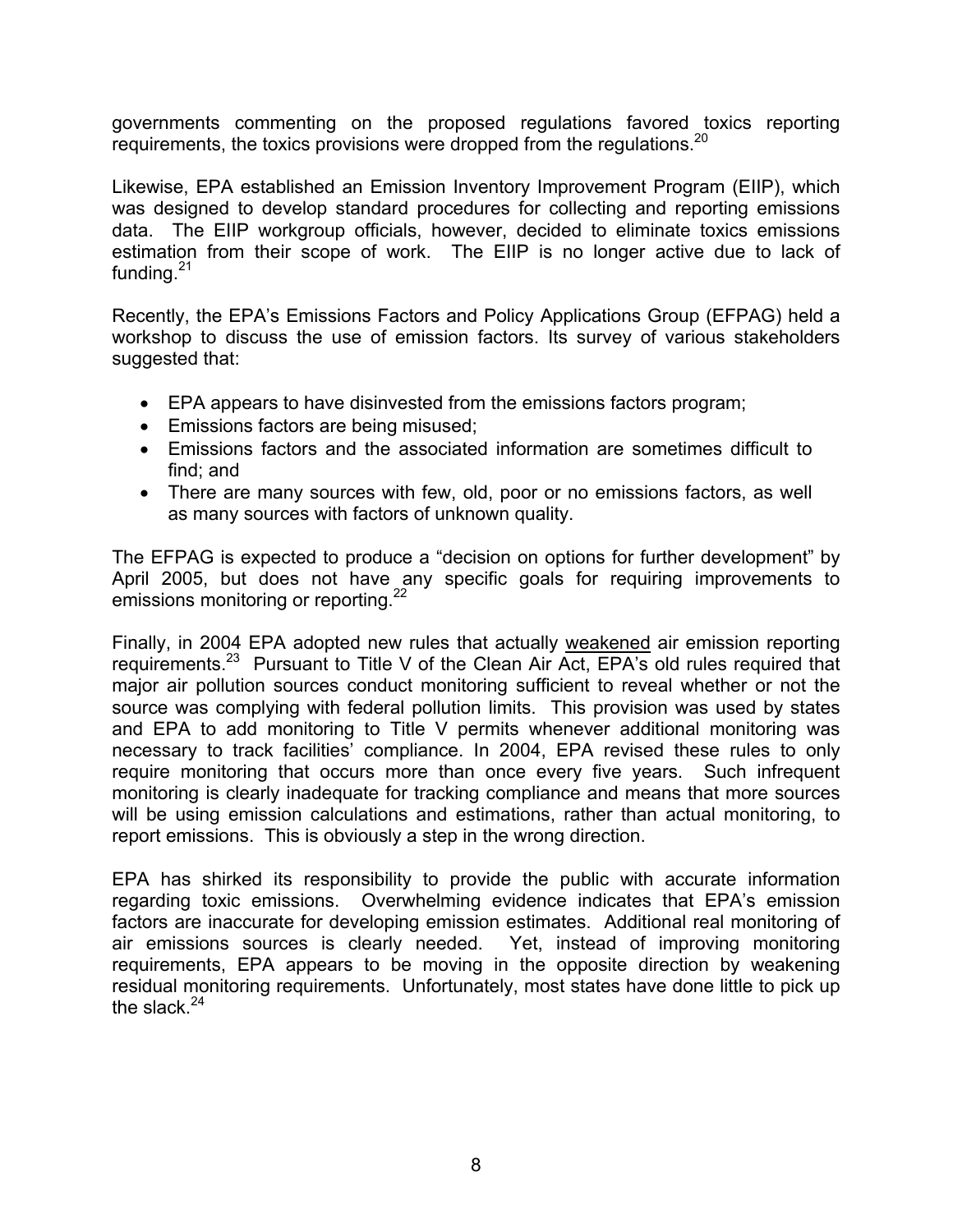governments commenting on the proposed regulations favored toxics reporting requirements, the toxics provisions were dropped from the regulations.[20]

Likewise, EPA established an Emission Inventory Improvement Program (EIIP), which was designed to develop standard procedures for collecting and reporting emissions data. The EIIP workgroup officials, however, decided to eliminate toxics emissions estimation from their scope of work. The EIIP is no longer active due to lack of funding.[21]

Recently, the EPA's Emissions Factors and Policy Applications Group (EFPAG) held a workshop to discuss the use of emission factors. Its survey of various stakeholders suggested that:

- EPA appears to have disinvested from the emissions factors program;
- Emissions factors are being misused;
- Emissions factors and the associated information are sometimes difficult to find; and
- There are many sources with few, old, poor or no emissions factors, as well as many sources with factors of unknown quality.

The EFPAG is expected to produce a "decision on options for further development" by April 2005, but does not have any specific goals for requiring improvements to emissions monitoring or reporting.[22]

Finally, in 2004 EPA adopted new rules that actually weakened air emission reporting requirements.[23] Pursuant to Title V of the Clean Air Act, EPA's old rules required that major air pollution sources conduct monitoring sufficient to reveal whether or not the source was complying with federal pollution limits. This provision was used by states and EPA to add monitoring to Title V permits whenever additional monitoring was necessary to track facilities' compliance. In 2004, EPA revised these rules to only require monitoring that occurs more than once every five years. Such infrequent monitoring is clearly inadequate for tracking compliance and means that more sources will be using emission calculations and estimations, rather than actual monitoring, to report emissions. This is obviously a step in the wrong direction.

EPA has shirked its responsibility to provide the public with accurate information regarding toxic emissions. Overwhelming evidence indicates that EPA's emission factors are inaccurate for developing emission estimates. Additional real monitoring of air emissions sources is clearly needed. Yet, instead of improving monitoring requirements, EPA appears to be moving in the opposite direction by weakening residual monitoring requirements. Unfortunately, most states have done little to pick up the slack.[24]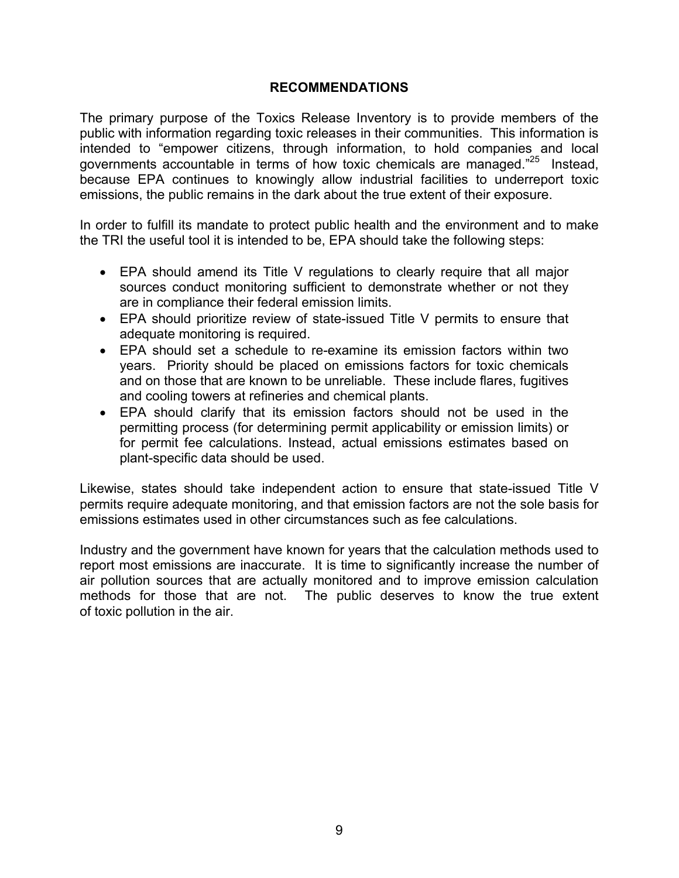## RECOMMENDATIONS

The primary purpose of the Toxics Release Inventory is to provide members of the public with information regarding toxic releases in their communities. This information is intended to "empower citizens, through information, to hold companies and local governments accountable in terms of how toxic chemicals are managed."[25] Instead, because EPA continues to knowingly allow industrial facilities to underreport toxic emissions, the public remains in the dark about the true extent of their exposure.

In order to fulfill its mandate to protect public health and the environment and to make the TRI the useful tool it is intended to be, EPA should take the following steps:

- EPA should amend its Title V regulations to clearly require that all major sources conduct monitoring sufficient to demonstrate whether or not they are in compliance their federal emission limits.
- EPA should prioritize review of state-issued Title V permits to ensure that adequate monitoring is required.
- EPA should set a schedule to re-examine its emission factors within two years. Priority should be placed on emissions factors for toxic chemicals and on those that are known to be unreliable. These include flares, fugitives and cooling towers at refineries and chemical plants.
- EPA should clarify that its emission factors should not be used in the permitting process (for determining permit applicability or emission limits) or for permit fee calculations. Instead, actual emissions estimates based on plant-specific data should be used.

Likewise, states should take independent action to ensure that state-issued Title V permits require adequate monitoring, and that emission factors are not the sole basis for emissions estimates used in other circumstances such as fee calculations.

Industry and the government have known for years that the calculation methods used to report most emissions are inaccurate. It is time to significantly increase the number of air pollution sources that are actually monitored and to improve emission calculation methods for those that are not. The public deserves to know the true extent of toxic pollution in the air.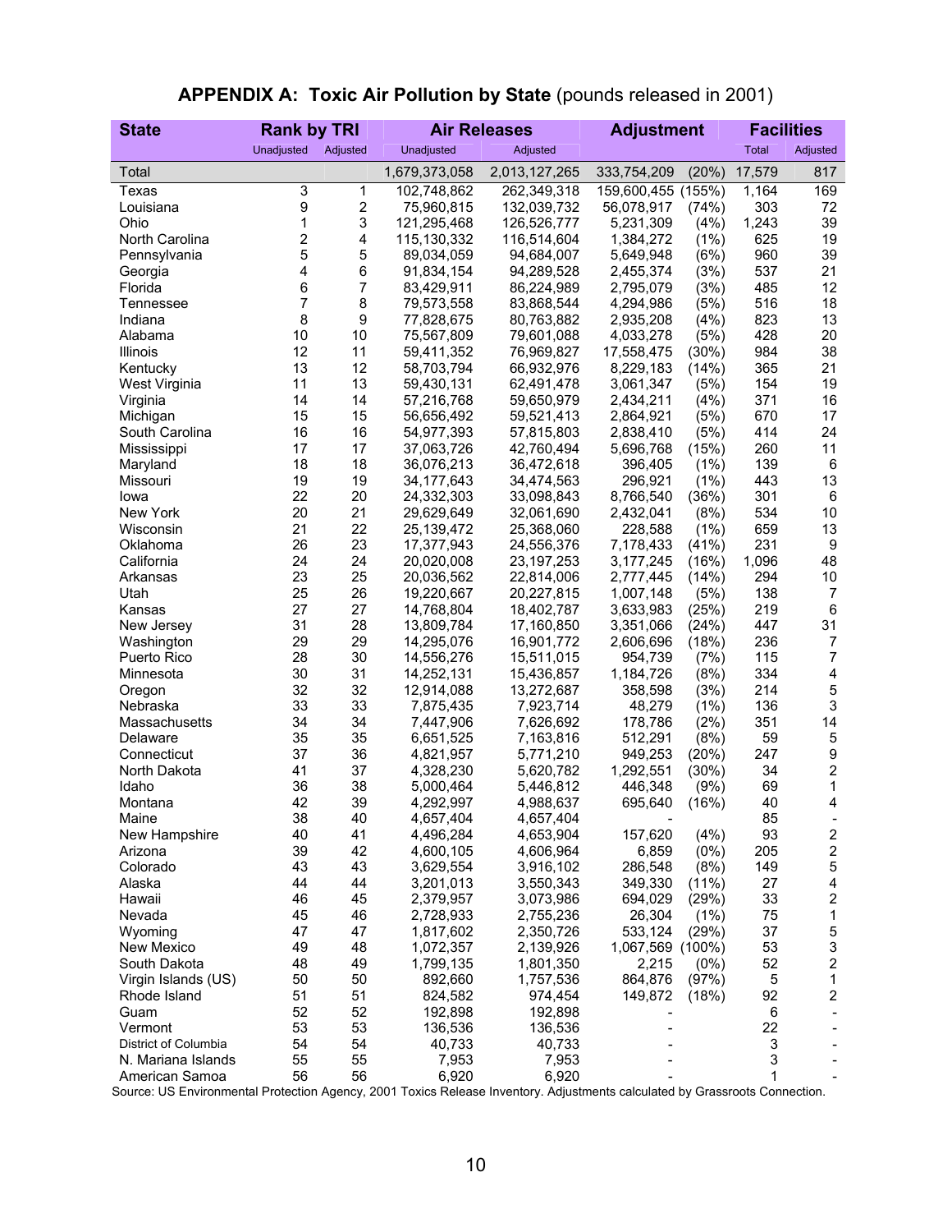## APPENDIX A: Toxic Air Pollution by State (pounds released in 2001)

| State | Rank by TRI | | Air Releases | | Adjustment | | Facilities | |
|---|---|---|---|---|---|---|---|---|
| | Unadjusted | Adjusted | Unadjusted | Adjusted | | | Total | Adjusted |
| Total | | | 1,679,373,058 | 2,013,127,265 | 333,754,209 | (20%) | 17,579 | 817 |
| Texas | 3 | 1 | 102,748,862 | 262,349,318 | 159,600,455 | (155%) | 1,164 | 169 |
| Louisiana | 9 | 2 | 75,960,815 | 132,039,732 | 56,078,917 | (74%) | 303 | 72 |
| Ohio | 1 | 3 | 121,295,468 | 126,526,777 | 5,231,309 | (4%) | 1,243 | 39 |
| North Carolina | 2 | 4 | 115,130,332 | 116,514,604 | 1,384,272 | (1%) | 625 | 19 |
| Pennsylvania | 5 | 5 | 89,034,059 | 94,684,007 | 5,649,948 | (6%) | 960 | 39 |
| Georgia | 4 | 6 | 91,834,154 | 94,289,528 | 2,455,374 | (3%) | 537 | 21 |
| Florida | 6 | 7 | 83,429,911 | 86,224,989 | 2,795,079 | (3%) | 485 | 12 |
| Tennessee | 7 | 8 | 79,573,558 | 83,868,544 | 4,294,986 | (5%) | 516 | 18 |
| Indiana | 8 | 9 | 77,828,675 | 80,763,882 | 2,935,208 | (4%) | 823 | 13 |
| Alabama | 10 | 10 | 75,567,809 | 79,601,088 | 4,033,278 | (5%) | 428 | 20 |
| Illinois | 12 | 11 | 59,411,352 | 76,969,827 | 17,558,475 | (30%) | 984 | 38 |
| Kentucky | 13 | 12 | 58,703,794 | 66,932,976 | 8,229,183 | (14%) | 365 | 21 |
| West Virginia | 11 | 13 | 59,430,131 | 62,491,478 | 3,061,347 | (5%) | 154 | 19 |
| Virginia | 14 | 14 | 57,216,768 | 59,650,979 | 2,434,211 | (4%) | 371 | 16 |
| Michigan | 15 | 15 | 56,656,492 | 59,521,413 | 2,864,921 | (5%) | 670 | 17 |
| South Carolina | 16 | 16 | 54,977,393 | 57,815,803 | 2,838,410 | (5%) | 414 | 24 |
| Mississippi | 17 | 17 | 37,063,726 | 42,760,494 | 5,696,768 | (15%) | 260 | 11 |
| Maryland | 18 | 18 | 36,076,213 | 36,472,618 | 396,405 | (1%) | 139 | 6 |
| Missouri | 19 | 19 | 34,177,643 | 34,474,563 | 296,921 | (1%) | 443 | 13 |
| Iowa | 22 | 20 | 24,332,303 | 33,098,843 | 8,766,540 | (36%) | 301 | 6 |
| New York | 20 | 21 | 29,629,649 | 32,061,690 | 2,432,041 | (8%) | 534 | 10 |
| Wisconsin | 21 | 22 | 25,139,472 | 25,368,060 | 228,588 | (1%) | 659 | 13 |
| Oklahoma | 26 | 23 | 17,377,943 | 24,556,376 | 7,178,433 | (41%) | 231 | 9 |
| California | 24 | 24 | 20,020,008 | 23,197,253 | 3,177,245 | (16%) | 1,096 | 48 |
| Arkansas | 23 | 25 | 20,036,562 | 22,814,006 | 2,777,445 | (14%) | 294 | 10 |
| Utah | 25 | 26 | 19,220,667 | 20,227,815 | 1,007,148 | (5%) | 138 | 7 |
| Kansas | 27 | 27 | 14,768,804 | 18,402,787 | 3,633,983 | (25%) | 219 | 6 |
| New Jersey | 31 | 28 | 13,809,784 | 17,160,850 | 3,351,066 | (24%) | 447 | 31 |
| Washington | 29 | 29 | 14,295,076 | 16,901,772 | 2,606,696 | (18%) | 236 | 7 |
| Puerto Rico | 28 | 30 | 14,556,276 | 15,511,015 | 954,739 | (7%) | 115 | 7 |
| Minnesota | 30 | 31 | 14,252,131 | 15,436,857 | 1,184,726 | (8%) | 334 | 4 |
| Oregon | 32 | 32 | 12,914,088 | 13,272,687 | 358,598 | (3%) | 214 | 5 |
| Nebraska | 33 | 33 | 7,875,435 | 7,923,714 | 48,279 | (1%) | 136 | 3 |
| Massachusetts | 34 | 34 | 7,447,906 | 7,626,692 | 178,786 | (2%) | 351 | 14 |
| Delaware | 35 | 35 | 6,651,525 | 7,163,816 | 512,291 | (8%) | 59 | 5 |
| Connecticut | 37 | 36 | 4,821,957 | 5,771,210 | 949,253 | (20%) | 247 | 9 |
| North Dakota | 41 | 37 | 4,328,230 | 5,620,782 | 1,292,551 | (30%) | 34 | 2 |
| Idaho | 36 | 38 | 5,000,464 | 5,446,812 | 446,348 | (9%) | 69 | 1 |
| Montana | 42 | 39 | 4,292,997 | 4,988,637 | 695,640 | (16%) | 40 | 4 |
| Maine | 38 | 40 | 4,657,404 | 4,657,404 | - | | 85 | - |
| New Hampshire | 40 | 41 | 4,496,284 | 4,653,904 | 157,620 | (4%) | 93 | 2 |
| Arizona | 39 | 42 | 4,600,105 | 4,606,964 | 6,859 | (0%) | 205 | 2 |
| Colorado | 43 | 43 | 3,629,554 | 3,916,102 | 286,548 | (8%) | 149 | 5 |
| Alaska | 44 | 44 | 3,201,013 | 3,550,343 | 349,330 | (11%) | 27 | 4 |
| Hawaii | 46 | 45 | 2,379,957 | 3,073,986 | 694,029 | (29%) | 33 | 2 |
| Nevada | 45 | 46 | 2,728,933 | 2,755,236 | 26,304 | (1%) | 75 | 1 |
| Wyoming | 47 | 47 | 1,817,602 | 2,350,726 | 533,124 | (29%) | 37 | 5 |
| New Mexico | 49 | 48 | 1,072,357 | 2,139,926 | 1,067,569 | (100%) | 53 | 3 |
| South Dakota | 48 | 49 | 1,799,135 | 1,801,350 | 2,215 | (0%) | 52 | 2 |
| Virgin Islands (US) | 50 | 50 | 892,660 | 1,757,536 | 864,876 | (97%) | 5 | 1 |
| Rhode Island | 51 | 51 | 824,582 | 974,454 | 149,872 | (18%) | 92 | 2 |
| Guam | 52 | 52 | 192,898 | 192,898 | - | | 6 | - |
| Vermont | 53 | 53 | 136,536 | 136,536 | - | | 22 | - |
| District of Columbia | 54 | 54 | 40,733 | 40,733 | - | | 3 | - |
| N. Mariana Islands | 55 | 55 | 7,953 | 7,953 | - | | 3 | - |
| American Samoa | 56 | 56 | 6,920 | 6,920 | - | | 1 | - |

Source: US Environmental Protection Agency, 2001 Toxics Release Inventory. Adjustments calculated by Grassroots Connection.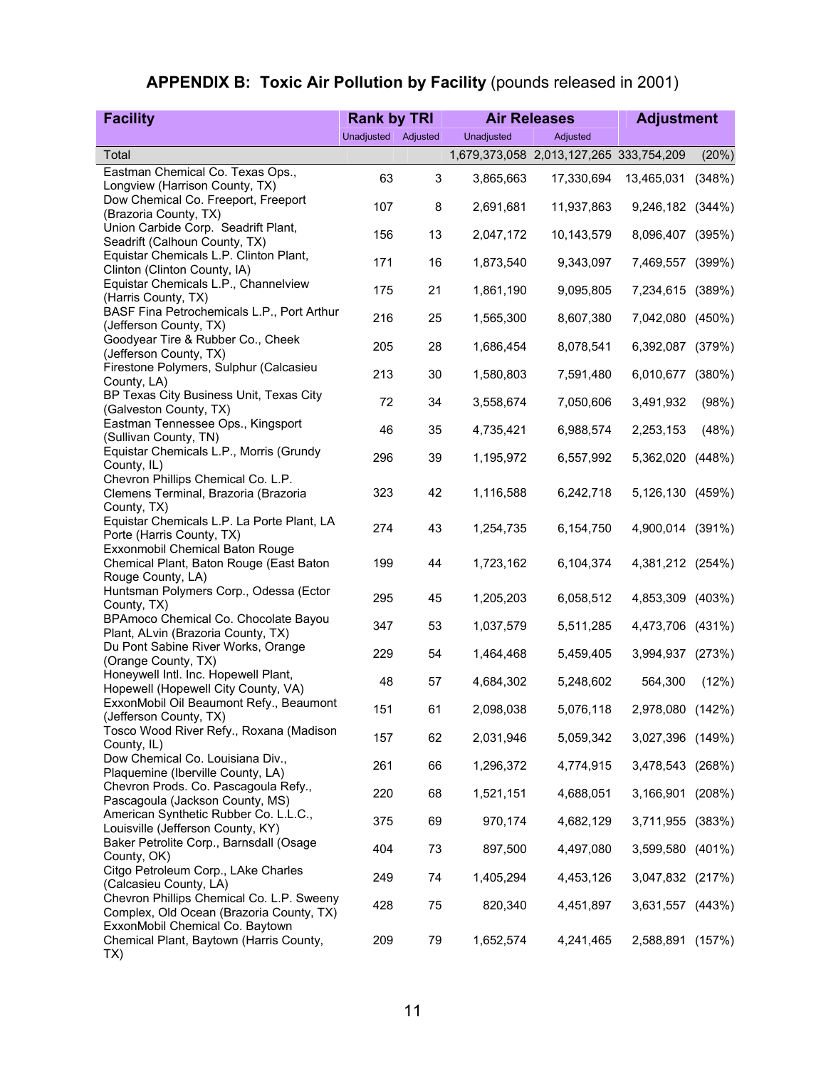## APPENDIX B: Toxic Air Pollution by Facility (pounds released in 2001)

| Facility | Rank by TRI | | Air Releases | | Adjustment | |
|---|---|---|---|---|---|---|
| | Unadjusted | Adjusted | Unadjusted | Adjusted | | |
| Total | | | 1,679,373,058 | 2,013,127,265 | 333,754,209 | (20%) |
| Eastman Chemical Co. Texas Ops., Longview (Harrison County, TX) | 63 | 3 | 3,865,663 | 17,330,694 | 13,465,031 | (348%) |
| Dow Chemical Co. Freeport, Freeport (Brazoria County, TX) | 107 | 8 | 2,691,681 | 11,937,863 | 9,246,182 | (344%) |
| Union Carbide Corp. Seadrift Plant, Seadrift (Calhoun County, TX) | 156 | 13 | 2,047,172 | 10,143,579 | 8,096,407 | (395%) |
| Equistar Chemicals L.P. Clinton Plant, Clinton (Clinton County, IA) | 171 | 16 | 1,873,540 | 9,343,097 | 7,469,557 | (399%) |
| Equistar Chemicals L.P., Channelview (Harris County, TX) | 175 | 21 | 1,861,190 | 9,095,805 | 7,234,615 | (389%) |
| BASF Fina Petrochemicals L.P., Port Arthur (Jefferson County, TX) | 216 | 25 | 1,565,300 | 8,607,380 | 7,042,080 | (450%) |
| Goodyear Tire & Rubber Co., Cheek (Jefferson County, TX) | 205 | 28 | 1,686,454 | 8,078,541 | 6,392,087 | (379%) |
| Firestone Polymers, Sulphur (Calcasieu County, LA) | 213 | 30 | 1,580,803 | 7,591,480 | 6,010,677 | (380%) |
| BP Texas City Business Unit, Texas City (Galveston County, TX) | 72 | 34 | 3,558,674 | 7,050,606 | 3,491,932 | (98%) |
| Eastman Tennessee Ops., Kingsport (Sullivan County, TN) | 46 | 35 | 4,735,421 | 6,988,574 | 2,253,153 | (48%) |
| Equistar Chemicals L.P., Morris (Grundy County, IL) | 296 | 39 | 1,195,972 | 6,557,992 | 5,362,020 | (448%) |
| Chevron Phillips Chemical Co. L.P. Clemens Terminal, Brazoria (Brazoria County, TX) | 323 | 42 | 1,116,588 | 6,242,718 | 5,126,130 | (459%) |
| Equistar Chemicals L.P. La Porte Plant, LA Porte (Harris County, TX) | 274 | 43 | 1,254,735 | 6,154,750 | 4,900,014 | (391%) |
| Exxonmobil Chemical Baton Rouge Chemical Plant, Baton Rouge (East Baton Rouge County, LA) | 199 | 44 | 1,723,162 | 6,104,374 | 4,381,212 | (254%) |
| Huntsman Polymers Corp., Odessa (Ector County, TX) | 295 | 45 | 1,205,203 | 6,058,512 | 4,853,309 | (403%) |
| BPAmoco Chemical Co. Chocolate Bayou Plant, ALvin (Brazoria County, TX) | 347 | 53 | 1,037,579 | 5,511,285 | 4,473,706 | (431%) |
| Du Pont Sabine River Works, Orange (Orange County, TX) | 229 | 54 | 1,464,468 | 5,459,405 | 3,994,937 | (273%) |
| Honeywell Intl. Inc. Hopewell Plant, Hopewell (Hopewell City County, VA) | 48 | 57 | 4,684,302 | 5,248,602 | 564,300 | (12%) |
| ExxonMobil Oil Beaumont Refy., Beaumont (Jefferson County, TX) | 151 | 61 | 2,098,038 | 5,076,118 | 2,978,080 | (142%) |
| Tosco Wood River Refy., Roxana (Madison County, IL) | 157 | 62 | 2,031,946 | 5,059,342 | 3,027,396 | (149%) |
| Dow Chemical Co. Louisiana Div., Plaquemine (Iberville County, LA) | 261 | 66 | 1,296,372 | 4,774,915 | 3,478,543 | (268%) |
| Chevron Prods. Co. Pascagoula Refy., Pascagoula (Jackson County, MS) | 220 | 68 | 1,521,151 | 4,688,051 | 3,166,901 | (208%) |
| American Synthetic Rubber Co. L.L.C., Louisville (Jefferson County, KY) | 375 | 69 | 970,174 | 4,682,129 | 3,711,955 | (383%) |
| Baker Petrolite Corp., Barnsdall (Osage County, OK) | 404 | 73 | 897,500 | 4,497,080 | 3,599,580 | (401%) |
| Citgo Petroleum Corp., LAke Charles (Calcasieu County, LA) | 249 | 74 | 1,405,294 | 4,453,126 | 3,047,832 | (217%) |
| Chevron Phillips Chemical Co. L.P. Sweeny Complex, Old Ocean (Brazoria County, TX) | 428 | 75 | 820,340 | 4,451,897 | 3,631,557 | (443%) |
| ExxonMobil Chemical Co. Baytown Chemical Plant, Baytown (Harris County, TX) | 209 | 79 | 1,652,574 | 4,241,465 | 2,588,891 | (157%) |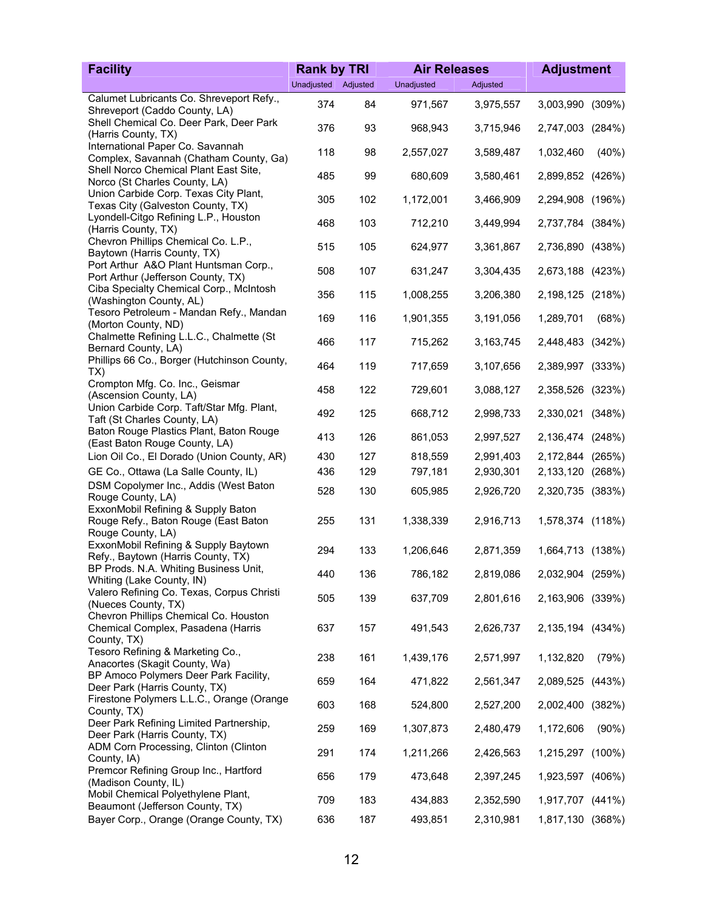| Facility | Rank by TRI | | Air Releases | | Adjustment | |
|---|---|---|---|---|---|---|
| | Unadjusted | Adjusted | Unadjusted | Adjusted | | |
| Calumet Lubricants Co. Shreveport Refy., Shreveport (Caddo County, LA) | 374 | 84 | 971,567 | 3,975,557 | 3,003,990 | (309%) |
| Shell Chemical Co. Deer Park, Deer Park (Harris County, TX) | 376 | 93 | 968,943 | 3,715,946 | 2,747,003 | (284%) |
| International Paper Co. Savannah Complex, Savannah (Chatham County, Ga) | 118 | 98 | 2,557,027 | 3,589,487 | 1,032,460 | (40%) |
| Shell Norco Chemical Plant East Site, Norco (St Charles County, LA) | 485 | 99 | 680,609 | 3,580,461 | 2,899,852 | (426%) |
| Union Carbide Corp. Texas City Plant, Texas City (Galveston County, TX) | 305 | 102 | 1,172,001 | 3,466,909 | 2,294,908 | (196%) |
| Lyondell-Citgo Refining L.P., Houston (Harris County, TX) | 468 | 103 | 712,210 | 3,449,994 | 2,737,784 | (384%) |
| Chevron Phillips Chemical Co. L.P., Baytown (Harris County, TX) | 515 | 105 | 624,977 | 3,361,867 | 2,736,890 | (438%) |
| Port Arthur A&O Plant Huntsman Corp., Port Arthur (Jefferson County, TX) | 508 | 107 | 631,247 | 3,304,435 | 2,673,188 | (423%) |
| Ciba Specialty Chemical Corp., McIntosh (Washington County, AL) | 356 | 115 | 1,008,255 | 3,206,380 | 2,198,125 | (218%) |
| Tesoro Petroleum - Mandan Refy., Mandan (Morton County, ND) | 169 | 116 | 1,901,355 | 3,191,056 | 1,289,701 | (68%) |
| Chalmette Refining L.L.C., Chalmette (St Bernard County, LA) | 466 | 117 | 715,262 | 3,163,745 | 2,448,483 | (342%) |
| Phillips 66 Co., Borger (Hutchinson County, TX) | 464 | 119 | 717,659 | 3,107,656 | 2,389,997 | (333%) |
| Crompton Mfg. Co. Inc., Geismar (Ascension County, LA) | 458 | 122 | 729,601 | 3,088,127 | 2,358,526 | (323%) |
| Union Carbide Corp. Taft/Star Mfg. Plant, Taft (St Charles County, LA) | 492 | 125 | 668,712 | 2,998,733 | 2,330,021 | (348%) |
| Baton Rouge Plastics Plant, Baton Rouge (East Baton Rouge County, LA) | 413 | 126 | 861,053 | 2,997,527 | 2,136,474 | (248%) |
| Lion Oil Co., El Dorado (Union County, AR) | 430 | 127 | 818,559 | 2,991,403 | 2,172,844 | (265%) |
| GE Co., Ottawa (La Salle County, IL) | 436 | 129 | 797,181 | 2,930,301 | 2,133,120 | (268%) |
| DSM Copolymer Inc., Addis (West Baton Rouge County, LA) | 528 | 130 | 605,985 | 2,926,720 | 2,320,735 | (383%) |
| ExxonMobil Refining & Supply Baton Rouge Refy., Baton Rouge (East Baton Rouge County, LA) | 255 | 131 | 1,338,339 | 2,916,713 | 1,578,374 | (118%) |
| ExxonMobil Refining & Supply Baytown Refy., Baytown (Harris County, TX) | 294 | 133 | 1,206,646 | 2,871,359 | 1,664,713 | (138%) |
| BP Prods. N.A. Whiting Business Unit, Whiting (Lake County, IN) | 440 | 136 | 786,182 | 2,819,086 | 2,032,904 | (259%) |
| Valero Refining Co. Texas, Corpus Christi (Nueces County, TX) | 505 | 139 | 637,709 | 2,801,616 | 2,163,906 | (339%) |
| Chevron Phillips Chemical Co. Houston Chemical Complex, Pasadena (Harris County, TX) | 637 | 157 | 491,543 | 2,626,737 | 2,135,194 | (434%) |
| Tesoro Refining & Marketing Co., Anacortes (Skagit County, Wa) | 238 | 161 | 1,439,176 | 2,571,997 | 1,132,820 | (79%) |
| BP Amoco Polymers Deer Park Facility, Deer Park (Harris County, TX) | 659 | 164 | 471,822 | 2,561,347 | 2,089,525 | (443%) |
| Firestone Polymers L.L.C., Orange (Orange County, TX) | 603 | 168 | 524,800 | 2,527,200 | 2,002,400 | (382%) |
| Deer Park Refining Limited Partnership, Deer Park (Harris County, TX) | 259 | 169 | 1,307,873 | 2,480,479 | 1,172,606 | (90%) |
| ADM Corn Processing, Clinton (Clinton County, IA) | 291 | 174 | 1,211,266 | 2,426,563 | 1,215,297 | (100%) |
| Premcor Refining Group Inc., Hartford (Madison County, IL) | 656 | 179 | 473,648 | 2,397,245 | 1,923,597 | (406%) |
| Mobil Chemical Polyethylene Plant, Beaumont (Jefferson County, TX) | 709 | 183 | 434,883 | 2,352,590 | 1,917,707 | (441%) |
| Bayer Corp., Orange (Orange County, TX) | 636 | 187 | 493,851 | 2,310,981 | 1,817,130 | (368%) |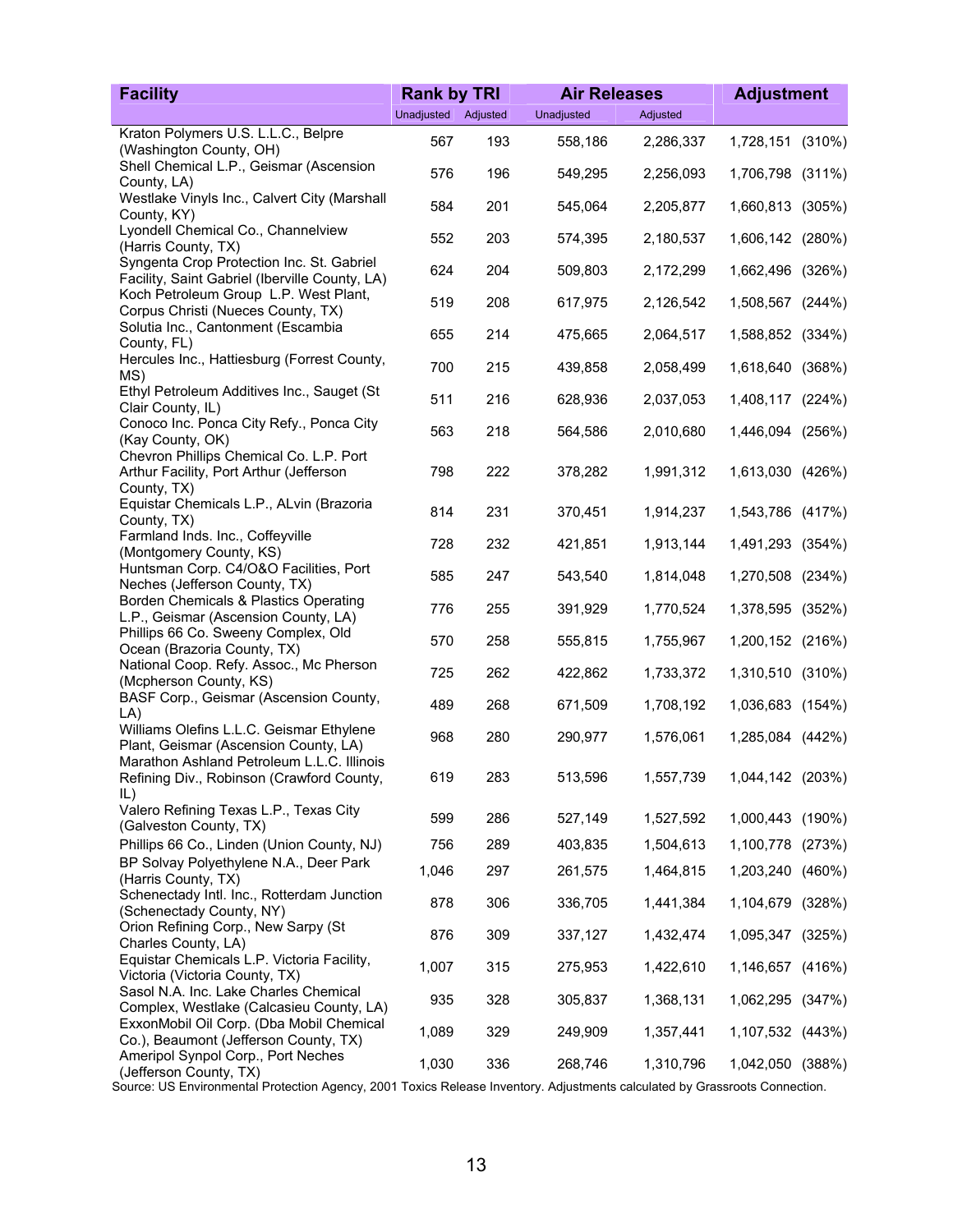| Facility | Rank by TRI | | Air Releases | | Adjustment | |
|---|---|---|---|---|---|---|
| | Unadjusted | Adjusted | Unadjusted | Adjusted | | |
| Kraton Polymers U.S. L.L.C., Belpre (Washington County, OH) | 567 | 193 | 558,186 | 2,286,337 | 1,728,151 | (310%) |
| Shell Chemical L.P., Geismar (Ascension County, LA) | 576 | 196 | 549,295 | 2,256,093 | 1,706,798 | (311%) |
| Westlake Vinyls Inc., Calvert City (Marshall County, KY) | 584 | 201 | 545,064 | 2,205,877 | 1,660,813 | (305%) |
| Lyondell Chemical Co., Channelview (Harris County, TX) | 552 | 203 | 574,395 | 2,180,537 | 1,606,142 | (280%) |
| Syngenta Crop Protection Inc. St. Gabriel Facility, Saint Gabriel (Iberville County, LA) | 624 | 204 | 509,803 | 2,172,299 | 1,662,496 | (326%) |
| Koch Petroleum Group L.P. West Plant, Corpus Christi (Nueces County, TX) | 519 | 208 | 617,975 | 2,126,542 | 1,508,567 | (244%) |
| Solutia Inc., Cantonment (Escambia County, FL) | 655 | 214 | 475,665 | 2,064,517 | 1,588,852 | (334%) |
| Hercules Inc., Hattiesburg (Forrest County, MS) | 700 | 215 | 439,858 | 2,058,499 | 1,618,640 | (368%) |
| Ethyl Petroleum Additives Inc., Sauget (St Clair County, IL) | 511 | 216 | 628,936 | 2,037,053 | 1,408,117 | (224%) |
| Conoco Inc. Ponca City Refy., Ponca City (Kay County, OK) | 563 | 218 | 564,586 | 2,010,680 | 1,446,094 | (256%) |
| Chevron Phillips Chemical Co. L.P. Port Arthur Facility, Port Arthur (Jefferson County, TX) | 798 | 222 | 378,282 | 1,991,312 | 1,613,030 | (426%) |
| Equistar Chemicals L.P., ALvin (Brazoria County, TX) | 814 | 231 | 370,451 | 1,914,237 | 1,543,786 | (417%) |
| Farmland Inds. Inc., Coffeyville (Montgomery County, KS) | 728 | 232 | 421,851 | 1,913,144 | 1,491,293 | (354%) |
| Huntsman Corp. C4/O&O Facilities, Port Neches (Jefferson County, TX) | 585 | 247 | 543,540 | 1,814,048 | 1,270,508 | (234%) |
| Borden Chemicals & Plastics Operating L.P., Geismar (Ascension County, LA) | 776 | 255 | 391,929 | 1,770,524 | 1,378,595 | (352%) |
| Phillips 66 Co. Sweeny Complex, Old Ocean (Brazoria County, TX) | 570 | 258 | 555,815 | 1,755,967 | 1,200,152 | (216%) |
| National Coop. Refy. Assoc., Mc Pherson (Mcpherson County, KS) | 725 | 262 | 422,862 | 1,733,372 | 1,310,510 | (310%) |
| BASF Corp., Geismar (Ascension County, LA) | 489 | 268 | 671,509 | 1,708,192 | 1,036,683 | (154%) |
| Williams Olefins L.L.C. Geismar Ethylene Plant, Geismar (Ascension County, LA) | 968 | 280 | 290,977 | 1,576,061 | 1,285,084 | (442%) |
| Marathon Ashland Petroleum L.L.C. Illinois Refining Div., Robinson (Crawford County, IL) | 619 | 283 | 513,596 | 1,557,739 | 1,044,142 | (203%) |
| Valero Refining Texas L.P., Texas City (Galveston County, TX) | 599 | 286 | 527,149 | 1,527,592 | 1,000,443 | (190%) |
| Phillips 66 Co., Linden (Union County, NJ) | 756 | 289 | 403,835 | 1,504,613 | 1,100,778 | (273%) |
| BP Solvay Polyethylene N.A., Deer Park (Harris County, TX) | 1,046 | 297 | 261,575 | 1,464,815 | 1,203,240 | (460%) |
| Schenectady Intl. Inc., Rotterdam Junction (Schenectady County, NY) | 878 | 306 | 336,705 | 1,441,384 | 1,104,679 | (328%) |
| Orion Refining Corp., New Sarpy (St Charles County, LA) | 876 | 309 | 337,127 | 1,432,474 | 1,095,347 | (325%) |
| Equistar Chemicals L.P. Victoria Facility, Victoria (Victoria County, TX) | 1,007 | 315 | 275,953 | 1,422,610 | 1,146,657 | (416%) |
| Sasol N.A. Inc. Lake Charles Chemical Complex, Westlake (Calcasieu County, LA) | 935 | 328 | 305,837 | 1,368,131 | 1,062,295 | (347%) |
| ExxonMobil Oil Corp. (Dba Mobil Chemical Co.), Beaumont (Jefferson County, TX) | 1,089 | 329 | 249,909 | 1,357,441 | 1,107,532 | (443%) |
| Ameripol Synpol Corp., Port Neches (Jefferson County, TX) | 1,030 | 336 | 268,746 | 1,310,796 | 1,042,050 | (388%) |

Source: US Environmental Protection Agency, 2001 Toxics Release Inventory. Adjustments calculated by Grassroots Connection.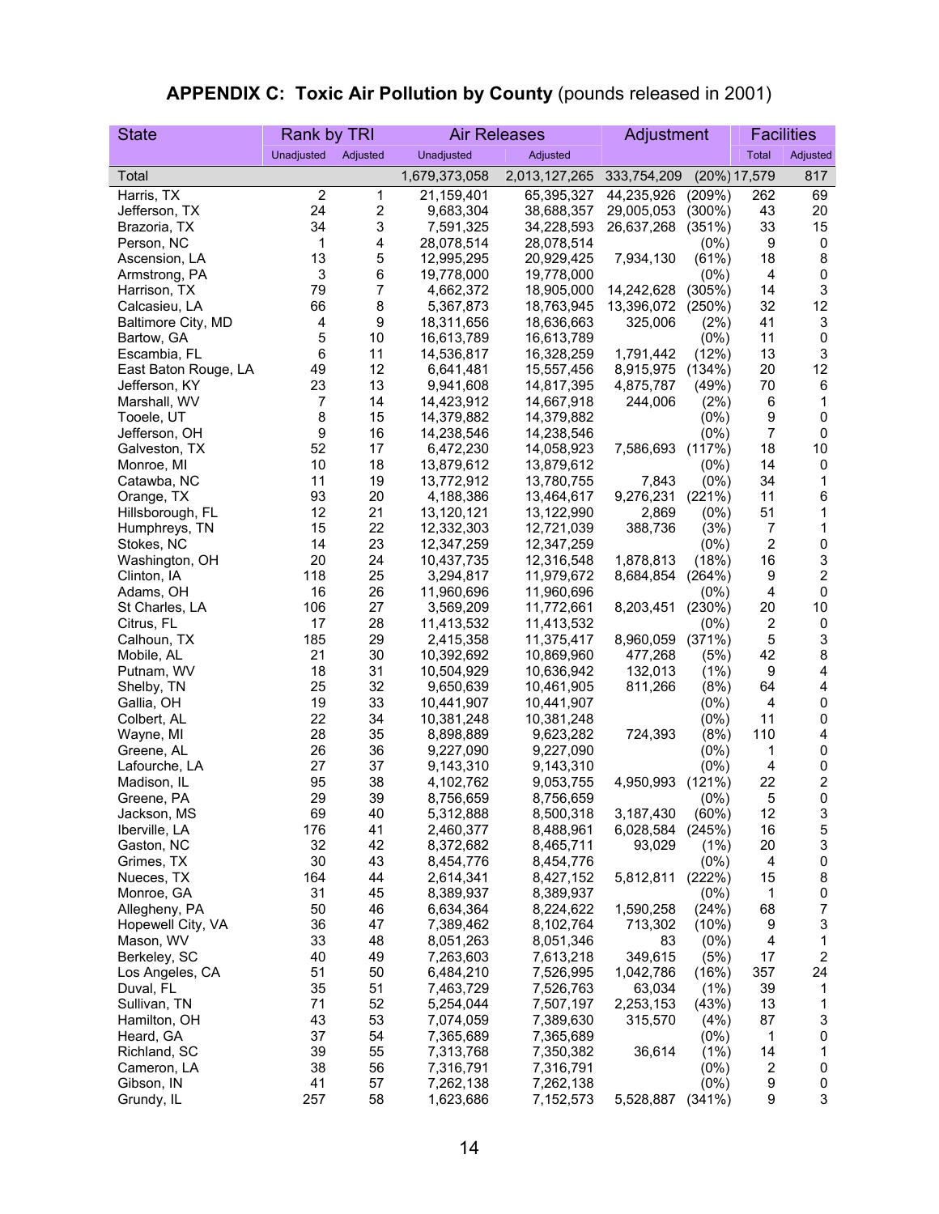## APPENDIX C: Toxic Air Pollution by County (pounds released in 2001)

| State | Rank by TRI | | Air Releases | | Adjustment | | Facilities | |
|---|---|---|---|---|---|---|---|---|
| | Unadjusted | Adjusted | Unadjusted | Adjusted | | | Total | Adjusted |
| Total | | | 1,679,373,058 | 2,013,127,265 | 333,754,209 | (20%) | 17,579 | 817 |
| Harris, TX | 2 | 1 | 21,159,401 | 65,395,327 | 44,235,926 | (209%) | 262 | 69 |
| Jefferson, TX | 24 | 2 | 9,683,304 | 38,688,357 | 29,005,053 | (300%) | 43 | 20 |
| Brazoria, TX | 34 | 3 | 7,591,325 | 34,228,593 | 26,637,268 | (351%) | 33 | 15 |
| Person, NC | 1 | 4 | 28,078,514 | 28,078,514 | | (0%) | 9 | 0 |
| Ascension, LA | 13 | 5 | 12,995,295 | 20,929,425 | 7,934,130 | (61%) | 18 | 8 |
| Armstrong, PA | 3 | 6 | 19,778,000 | 19,778,000 | | (0%) | 4 | 0 |
| Harrison, TX | 79 | 7 | 4,662,372 | 18,905,000 | 14,242,628 | (305%) | 14 | 3 |
| Calcasieu, LA | 66 | 8 | 5,367,873 | 18,763,945 | 13,396,072 | (250%) | 32 | 12 |
| Baltimore City, MD | 4 | 9 | 18,311,656 | 18,636,663 | 325,006 | (2%) | 41 | 3 |
| Bartow, GA | 5 | 10 | 16,613,789 | 16,613,789 | | (0%) | 11 | 0 |
| Escambia, FL | 6 | 11 | 14,536,817 | 16,328,259 | 1,791,442 | (12%) | 13 | 3 |
| East Baton Rouge, LA | 49 | 12 | 6,641,481 | 15,557,456 | 8,915,975 | (134%) | 20 | 12 |
| Jefferson, KY | 23 | 13 | 9,941,608 | 14,817,395 | 4,875,787 | (49%) | 70 | 6 |
| Marshall, WV | 7 | 14 | 14,423,912 | 14,667,918 | 244,006 | (2%) | 6 | 1 |
| Tooele, UT | 8 | 15 | 14,379,882 | 14,379,882 | | (0%) | 9 | 0 |
| Jefferson, OH | 9 | 16 | 14,238,546 | 14,238,546 | | (0%) | 7 | 0 |
| Galveston, TX | 52 | 17 | 6,472,230 | 14,058,923 | 7,586,693 | (117%) | 18 | 10 |
| Monroe, MI | 10 | 18 | 13,879,612 | 13,879,612 | | (0%) | 14 | 0 |
| Catawba, NC | 11 | 19 | 13,772,912 | 13,780,755 | 7,843 | (0%) | 34 | 1 |
| Orange, TX | 93 | 20 | 4,188,386 | 13,464,617 | 9,276,231 | (221%) | 11 | 6 |
| Hillsborough, FL | 12 | 21 | 13,120,121 | 13,122,990 | 2,869 | (0%) | 51 | 1 |
| Humphreys, TN | 15 | 22 | 12,332,303 | 12,721,039 | 388,736 | (3%) | 7 | 1 |
| Stokes, NC | 14 | 23 | 12,347,259 | 12,347,259 | | (0%) | 2 | 0 |
| Washington, OH | 20 | 24 | 10,437,735 | 12,316,548 | 1,878,813 | (18%) | 16 | 3 |
| Clinton, IA | 118 | 25 | 3,294,817 | 11,979,672 | 8,684,854 | (264%) | 9 | 2 |
| Adams, OH | 16 | 26 | 11,960,696 | 11,960,696 | | (0%) | 4 | 0 |
| St Charles, LA | 106 | 27 | 3,569,209 | 11,772,661 | 8,203,451 | (230%) | 20 | 10 |
| Citrus, FL | 17 | 28 | 11,413,532 | 11,413,532 | | (0%) | 2 | 0 |
| Calhoun, TX | 185 | 29 | 2,415,358 | 11,375,417 | 8,960,059 | (371%) | 5 | 3 |
| Mobile, AL | 21 | 30 | 10,392,692 | 10,869,960 | 477,268 | (5%) | 42 | 8 |
| Putnam, WV | 18 | 31 | 10,504,929 | 10,636,942 | 132,013 | (1%) | 9 | 4 |
| Shelby, TN | 25 | 32 | 9,650,639 | 10,461,905 | 811,266 | (8%) | 64 | 4 |
| Gallia, OH | 19 | 33 | 10,441,907 | 10,441,907 | | (0%) | 4 | 0 |
| Colbert, AL | 22 | 34 | 10,381,248 | 10,381,248 | | (0%) | 11 | 0 |
| Wayne, MI | 28 | 35 | 8,898,889 | 9,623,282 | 724,393 | (8%) | 110 | 4 |
| Greene, AL | 26 | 36 | 9,227,090 | 9,227,090 | | (0%) | 1 | 0 |
| Lafourche, LA | 27 | 37 | 9,143,310 | 9,143,310 | | (0%) | 4 | 0 |
| Madison, IL | 95 | 38 | 4,102,762 | 9,053,755 | 4,950,993 | (121%) | 22 | 2 |
| Greene, PA | 29 | 39 | 8,756,659 | 8,756,659 | | (0%) | 5 | 0 |
| Jackson, MS | 69 | 40 | 5,312,888 | 8,500,318 | 3,187,430 | (60%) | 12 | 3 |
| Iberville, LA | 176 | 41 | 2,460,377 | 8,488,961 | 6,028,584 | (245%) | 16 | 5 |
| Gaston, NC | 32 | 42 | 8,372,682 | 8,465,711 | 93,029 | (1%) | 20 | 3 |
| Grimes, TX | 30 | 43 | 8,454,776 | 8,454,776 | | (0%) | 4 | 0 |
| Nueces, TX | 164 | 44 | 2,614,341 | 8,427,152 | 5,812,811 | (222%) | 15 | 8 |
| Monroe, GA | 31 | 45 | 8,389,937 | 8,389,937 | | (0%) | 1 | 0 |
| Allegheny, PA | 50 | 46 | 6,634,364 | 8,224,622 | 1,590,258 | (24%) | 68 | 7 |
| Hopewell City, VA | 36 | 47 | 7,389,462 | 8,102,764 | 713,302 | (10%) | 9 | 3 |
| Mason, WV | 33 | 48 | 8,051,263 | 8,051,346 | 83 | (0%) | 4 | 1 |
| Berkeley, SC | 40 | 49 | 7,263,603 | 7,613,218 | 349,615 | (5%) | 17 | 2 |
| Los Angeles, CA | 51 | 50 | 6,484,210 | 7,526,995 | 1,042,786 | (16%) | 357 | 24 |
| Duval, FL | 35 | 51 | 7,463,729 | 7,526,763 | 63,034 | (1%) | 39 | 1 |
| Sullivan, TN | 71 | 52 | 5,254,044 | 7,507,197 | 2,253,153 | (43%) | 13 | 1 |
| Hamilton, OH | 43 | 53 | 7,074,059 | 7,389,630 | 315,570 | (4%) | 87 | 3 |
| Heard, GA | 37 | 54 | 7,365,689 | 7,365,689 | | (0%) | 1 | 0 |
| Richland, SC | 39 | 55 | 7,313,768 | 7,350,382 | 36,614 | (1%) | 14 | 1 |
| Cameron, LA | 38 | 56 | 7,316,791 | 7,316,791 | | (0%) | 2 | 0 |
| Gibson, IN | 41 | 57 | 7,262,138 | 7,262,138 | | (0%) | 9 | 0 |
| Grundy, IL | 257 | 58 | 1,623,686 | 7,152,573 | 5,528,887 | (341%) | 9 | 3 |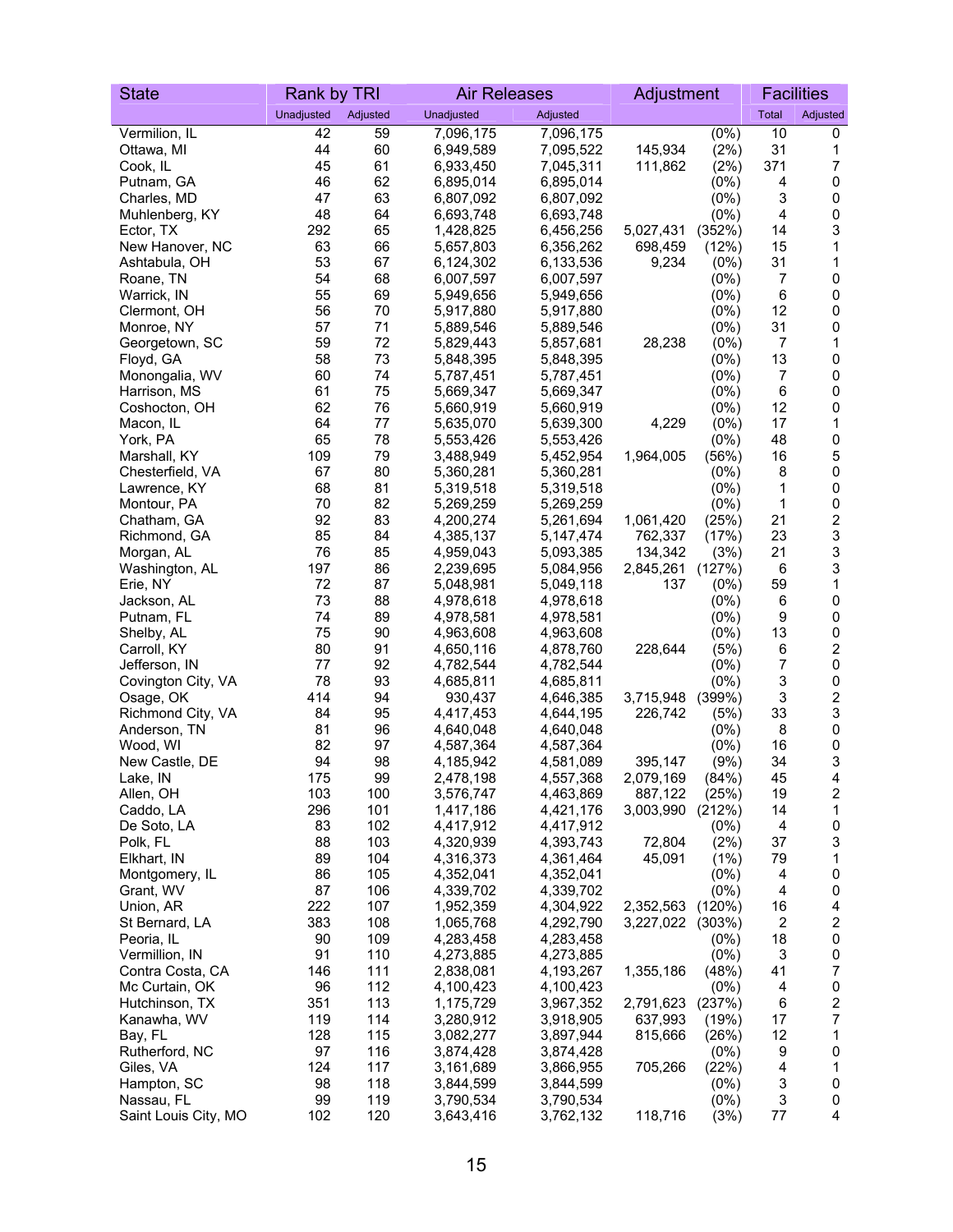| State | Rank by TRI | | Air Releases | | Adjustment | | Facilities | |
|---|---|---|---|---|---|---|---|---|
| | Unadjusted | Adjusted | Unadjusted | Adjusted | | | Total | Adjusted |
| Vermilion, IL | 42 | 59 | 7,096,175 | 7,096,175 | | (0%) | 10 | 0 |
| Ottawa, MI | 44 | 60 | 6,949,589 | 7,095,522 | 145,934 | (2%) | 31 | 1 |
| Cook, IL | 45 | 61 | 6,933,450 | 7,045,311 | 111,862 | (2%) | 371 | 7 |
| Putnam, GA | 46 | 62 | 6,895,014 | 6,895,014 | | (0%) | 4 | 0 |
| Charles, MD | 47 | 63 | 6,807,092 | 6,807,092 | | (0%) | 3 | 0 |
| Muhlenberg, KY | 48 | 64 | 6,693,748 | 6,693,748 | | (0%) | 4 | 0 |
| Ector, TX | 292 | 65 | 1,428,825 | 6,456,256 | 5,027,431 | (352%) | 14 | 3 |
| New Hanover, NC | 63 | 66 | 5,657,803 | 6,356,262 | 698,459 | (12%) | 15 | 1 |
| Ashtabula, OH | 53 | 67 | 6,124,302 | 6,133,536 | 9,234 | (0%) | 31 | 1 |
| Roane, TN | 54 | 68 | 6,007,597 | 6,007,597 | | (0%) | 7 | 0 |
| Warrick, IN | 55 | 69 | 5,949,656 | 5,949,656 | | (0%) | 6 | 0 |
| Clermont, OH | 56 | 70 | 5,917,880 | 5,917,880 | | (0%) | 12 | 0 |
| Monroe, NY | 57 | 71 | 5,889,546 | 5,889,546 | | (0%) | 31 | 0 |
| Georgetown, SC | 59 | 72 | 5,829,443 | 5,857,681 | 28,238 | (0%) | 7 | 1 |
| Floyd, GA | 58 | 73 | 5,848,395 | 5,848,395 | | (0%) | 13 | 0 |
| Monongalia, WV | 60 | 74 | 5,787,451 | 5,787,451 | | (0%) | 7 | 0 |
| Harrison, MS | 61 | 75 | 5,669,347 | 5,669,347 | | (0%) | 6 | 0 |
| Coshocton, OH | 62 | 76 | 5,660,919 | 5,660,919 | | (0%) | 12 | 0 |
| Macon, IL | 64 | 77 | 5,635,070 | 5,639,300 | 4,229 | (0%) | 17 | 1 |
| York, PA | 65 | 78 | 5,553,426 | 5,553,426 | | (0%) | 48 | 0 |
| Marshall, KY | 109 | 79 | 3,488,949 | 5,452,954 | 1,964,005 | (56%) | 16 | 5 |
| Chesterfield, VA | 67 | 80 | 5,360,281 | 5,360,281 | | (0%) | 8 | 0 |
| Lawrence, KY | 68 | 81 | 5,319,518 | 5,319,518 | | (0%) | 1 | 0 |
| Montour, PA | 70 | 82 | 5,269,259 | 5,269,259 | | (0%) | 1 | 0 |
| Chatham, GA | 92 | 83 | 4,200,274 | 5,261,694 | 1,061,420 | (25%) | 21 | 2 |
| Richmond, GA | 85 | 84 | 4,385,137 | 5,147,474 | 762,337 | (17%) | 23 | 3 |
| Morgan, AL | 76 | 85 | 4,959,043 | 5,093,385 | 134,342 | (3%) | 21 | 3 |
| Washington, AL | 197 | 86 | 2,239,695 | 5,084,956 | 2,845,261 | (127%) | 6 | 3 |
| Erie, NY | 72 | 87 | 5,048,981 | 5,049,118 | 137 | (0%) | 59 | 1 |
| Jackson, AL | 73 | 88 | 4,978,618 | 4,978,618 | | (0%) | 6 | 0 |
| Putnam, FL | 74 | 89 | 4,978,581 | 4,978,581 | | (0%) | 9 | 0 |
| Shelby, AL | 75 | 90 | 4,963,608 | 4,963,608 | | (0%) | 13 | 0 |
| Carroll, KY | 80 | 91 | 4,650,116 | 4,878,760 | 228,644 | (5%) | 6 | 2 |
| Jefferson, IN | 77 | 92 | 4,782,544 | 4,782,544 | | (0%) | 7 | 0 |
| Covington City, VA | 78 | 93 | 4,685,811 | 4,685,811 | | (0%) | 3 | 0 |
| Osage, OK | 414 | 94 | 930,437 | 4,646,385 | 3,715,948 | (399%) | 3 | 2 |
| Richmond City, VA | 84 | 95 | 4,417,453 | 4,644,195 | 226,742 | (5%) | 33 | 3 |
| Anderson, TN | 81 | 96 | 4,640,048 | 4,640,048 | | (0%) | 8 | 0 |
| Wood, WI | 82 | 97 | 4,587,364 | 4,587,364 | | (0%) | 16 | 0 |
| New Castle, DE | 94 | 98 | 4,185,942 | 4,581,089 | 395,147 | (9%) | 34 | 3 |
| Lake, IN | 175 | 99 | 2,478,198 | 4,557,368 | 2,079,169 | (84%) | 45 | 4 |
| Allen, OH | 103 | 100 | 3,576,747 | 4,463,869 | 887,122 | (25%) | 19 | 2 |
| Caddo, LA | 296 | 101 | 1,417,186 | 4,421,176 | 3,003,990 | (212%) | 14 | 1 |
| De Soto, LA | 83 | 102 | 4,417,912 | 4,417,912 | | (0%) | 4 | 0 |
| Polk, FL | 88 | 103 | 4,320,939 | 4,393,743 | 72,804 | (2%) | 37 | 3 |
| Elkhart, IN | 89 | 104 | 4,316,373 | 4,361,464 | 45,091 | (1%) | 79 | 1 |
| Montgomery, IL | 86 | 105 | 4,352,041 | 4,352,041 | | (0%) | 4 | 0 |
| Grant, WV | 87 | 106 | 4,339,702 | 4,339,702 | | (0%) | 4 | 0 |
| Union, AR | 222 | 107 | 1,952,359 | 4,304,922 | 2,352,563 | (120%) | 16 | 4 |
| St Bernard, LA | 383 | 108 | 1,065,768 | 4,292,790 | 3,227,022 | (303%) | 2 | 2 |
| Peoria, IL | 90 | 109 | 4,283,458 | 4,283,458 | | (0%) | 18 | 0 |
| Vermillion, IN | 91 | 110 | 4,273,885 | 4,273,885 | | (0%) | 3 | 0 |
| Contra Costa, CA | 146 | 111 | 2,838,081 | 4,193,267 | 1,355,186 | (48%) | 41 | 7 |
| Mc Curtain, OK | 96 | 112 | 4,100,423 | 4,100,423 | | (0%) | 4 | 0 |
| Hutchinson, TX | 351 | 113 | 1,175,729 | 3,967,352 | 2,791,623 | (237%) | 6 | 2 |
| Kanawha, WV | 119 | 114 | 3,280,912 | 3,918,905 | 637,993 | (19%) | 17 | 7 |
| Bay, FL | 128 | 115 | 3,082,277 | 3,897,944 | 815,666 | (26%) | 12 | 1 |
| Rutherford, NC | 97 | 116 | 3,874,428 | 3,874,428 | | (0%) | 9 | 0 |
| Giles, VA | 124 | 117 | 3,161,689 | 3,866,955 | 705,266 | (22%) | 4 | 1 |
| Hampton, SC | 98 | 118 | 3,844,599 | 3,844,599 | | (0%) | 3 | 0 |
| Nassau, FL | 99 | 119 | 3,790,534 | 3,790,534 | | (0%) | 3 | 0 |
| Saint Louis City, MO | 102 | 120 | 3,643,416 | 3,762,132 | 118,716 | (3%) | 77 | 4 |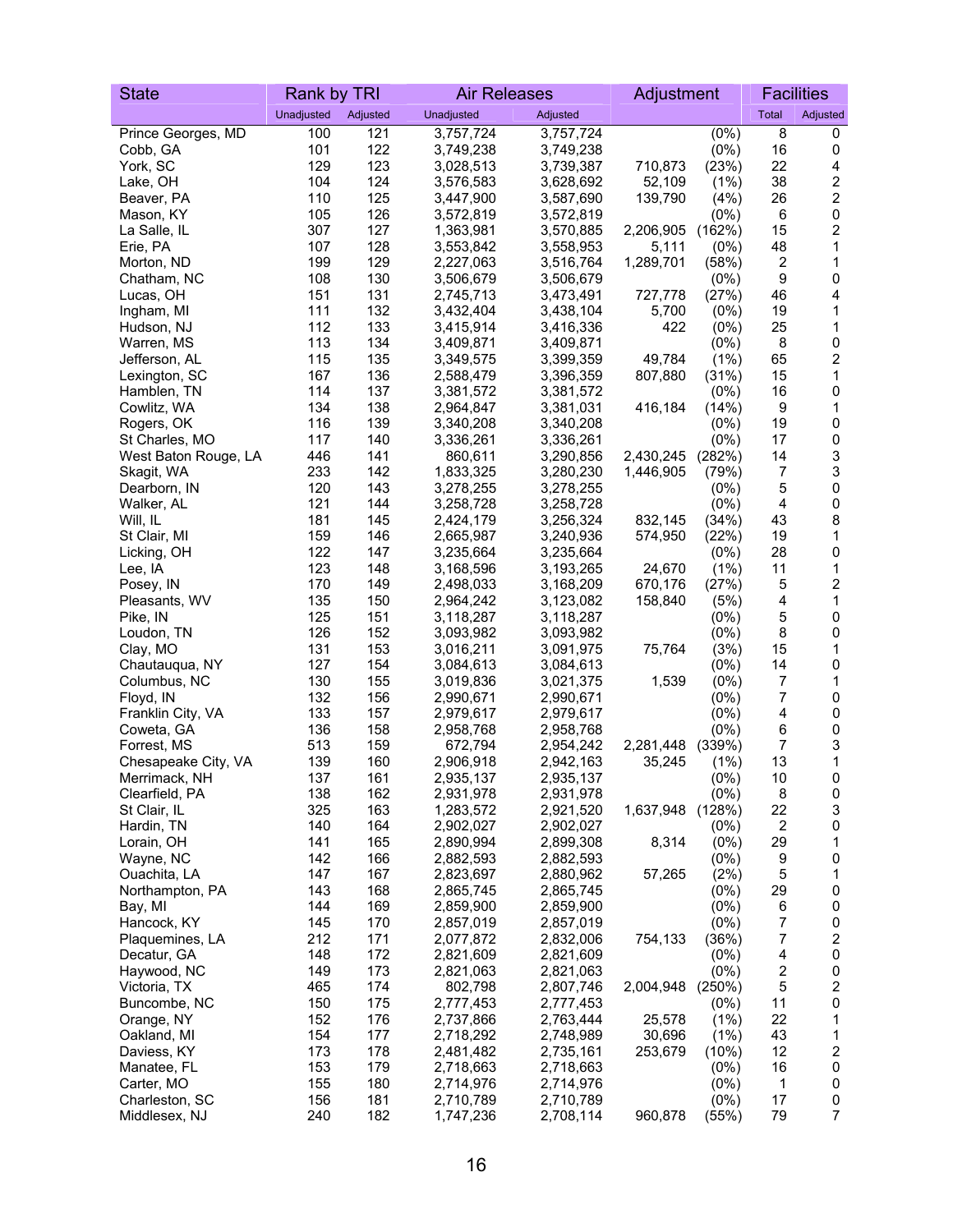| State | Rank by TRI | | Air Releases | | Adjustment | | Facilities | |
|---|---|---|---|---|---|---|---|---|
| | Unadjusted | Adjusted | Unadjusted | Adjusted | | | Total | Adjusted |
| Prince Georges, MD | 100 | 121 | 3,757,724 | 3,757,724 | | (0%) | 8 | 0 |
| Cobb, GA | 101 | 122 | 3,749,238 | 3,749,238 | | (0%) | 16 | 0 |
| York, SC | 129 | 123 | 3,028,513 | 3,739,387 | 710,873 | (23%) | 22 | 4 |
| Lake, OH | 104 | 124 | 3,576,583 | 3,628,692 | 52,109 | (1%) | 38 | 2 |
| Beaver, PA | 110 | 125 | 3,447,900 | 3,587,690 | 139,790 | (4%) | 26 | 2 |
| Mason, KY | 105 | 126 | 3,572,819 | 3,572,819 | | (0%) | 6 | 0 |
| La Salle, IL | 307 | 127 | 1,363,981 | 3,570,885 | 2,206,905 | (162%) | 15 | 2 |
| Erie, PA | 107 | 128 | 3,553,842 | 3,558,953 | 5,111 | (0%) | 48 | 1 |
| Morton, ND | 199 | 129 | 2,227,063 | 3,516,764 | 1,289,701 | (58%) | 2 | 1 |
| Chatham, NC | 108 | 130 | 3,506,679 | 3,506,679 | | (0%) | 9 | 0 |
| Lucas, OH | 151 | 131 | 2,745,713 | 3,473,491 | 727,778 | (27%) | 46 | 4 |
| Ingham, MI | 111 | 132 | 3,432,404 | 3,438,104 | 5,700 | (0%) | 19 | 1 |
| Hudson, NJ | 112 | 133 | 3,415,914 | 3,416,336 | 422 | (0%) | 25 | 1 |
| Warren, MS | 113 | 134 | 3,409,871 | 3,409,871 | | (0%) | 8 | 0 |
| Jefferson, AL | 115 | 135 | 3,349,575 | 3,399,359 | 49,784 | (1%) | 65 | 2 |
| Lexington, SC | 167 | 136 | 2,588,479 | 3,396,359 | 807,880 | (31%) | 15 | 1 |
| Hamblen, TN | 114 | 137 | 3,381,572 | 3,381,572 | | (0%) | 16 | 0 |
| Cowlitz, WA | 134 | 138 | 2,964,847 | 3,381,031 | 416,184 | (14%) | 9 | 1 |
| Rogers, OK | 116 | 139 | 3,340,208 | 3,340,208 | | (0%) | 19 | 0 |
| St Charles, MO | 117 | 140 | 3,336,261 | 3,336,261 | | (0%) | 17 | 0 |
| West Baton Rouge, LA | 446 | 141 | 860,611 | 3,290,856 | 2,430,245 | (282%) | 14 | 3 |
| Skagit, WA | 233 | 142 | 1,833,325 | 3,280,230 | 1,446,905 | (79%) | 7 | 3 |
| Dearborn, IN | 120 | 143 | 3,278,255 | 3,278,255 | | (0%) | 5 | 0 |
| Walker, AL | 121 | 144 | 3,258,728 | 3,258,728 | | (0%) | 4 | 0 |
| Will, IL | 181 | 145 | 2,424,179 | 3,256,324 | 832,145 | (34%) | 43 | 8 |
| St Clair, MI | 159 | 146 | 2,665,987 | 3,240,936 | 574,950 | (22%) | 19 | 1 |
| Licking, OH | 122 | 147 | 3,235,664 | 3,235,664 | | (0%) | 28 | 0 |
| Lee, IA | 123 | 148 | 3,168,596 | 3,193,265 | 24,670 | (1%) | 11 | 1 |
| Posey, IN | 170 | 149 | 2,498,033 | 3,168,209 | 670,176 | (27%) | 5 | 2 |
| Pleasants, WV | 135 | 150 | 2,964,242 | 3,123,082 | 158,840 | (5%) | 4 | 1 |
| Pike, IN | 125 | 151 | 3,118,287 | 3,118,287 | | (0%) | 5 | 0 |
| Loudon, TN | 126 | 152 | 3,093,982 | 3,093,982 | | (0%) | 8 | 0 |
| Clay, MO | 131 | 153 | 3,016,211 | 3,091,975 | 75,764 | (3%) | 15 | 1 |
| Chautauqua, NY | 127 | 154 | 3,084,613 | 3,084,613 | | (0%) | 14 | 0 |
| Columbus, NC | 130 | 155 | 3,019,836 | 3,021,375 | 1,539 | (0%) | 7 | 1 |
| Floyd, IN | 132 | 156 | 2,990,671 | 2,990,671 | | (0%) | 7 | 0 |
| Franklin City, VA | 133 | 157 | 2,979,617 | 2,979,617 | | (0%) | 4 | 0 |
| Coweta, GA | 136 | 158 | 2,958,768 | 2,958,768 | | (0%) | 6 | 0 |
| Forrest, MS | 513 | 159 | 672,794 | 2,954,242 | 2,281,448 | (339%) | 7 | 3 |
| Chesapeake City, VA | 139 | 160 | 2,906,918 | 2,942,163 | 35,245 | (1%) | 13 | 1 |
| Merrimack, NH | 137 | 161 | 2,935,137 | 2,935,137 | | (0%) | 10 | 0 |
| Clearfield, PA | 138 | 162 | 2,931,978 | 2,931,978 | | (0%) | 8 | 0 |
| St Clair, IL | 325 | 163 | 1,283,572 | 2,921,520 | 1,637,948 | (128%) | 22 | 3 |
| Hardin, TN | 140 | 164 | 2,902,027 | 2,902,027 | | (0%) | 2 | 0 |
| Lorain, OH | 141 | 165 | 2,890,994 | 2,899,308 | 8,314 | (0%) | 29 | 1 |
| Wayne, NC | 142 | 166 | 2,882,593 | 2,882,593 | | (0%) | 9 | 0 |
| Ouachita, LA | 147 | 167 | 2,823,697 | 2,880,962 | 57,265 | (2%) | 5 | 1 |
| Northampton, PA | 143 | 168 | 2,865,745 | 2,865,745 | | (0%) | 29 | 0 |
| Bay, MI | 144 | 169 | 2,859,900 | 2,859,900 | | (0%) | 6 | 0 |
| Hancock, KY | 145 | 170 | 2,857,019 | 2,857,019 | | (0%) | 7 | 0 |
| Plaquemines, LA | 212 | 171 | 2,077,872 | 2,832,006 | 754,133 | (36%) | 7 | 2 |
| Decatur, GA | 148 | 172 | 2,821,609 | 2,821,609 | | (0%) | 4 | 0 |
| Haywood, NC | 149 | 173 | 2,821,063 | 2,821,063 | | (0%) | 2 | 0 |
| Victoria, TX | 465 | 174 | 802,798 | 2,807,746 | 2,004,948 | (250%) | 5 | 2 |
| Buncombe, NC | 150 | 175 | 2,777,453 | 2,777,453 | | (0%) | 11 | 0 |
| Orange, NY | 152 | 176 | 2,737,866 | 2,763,444 | 25,578 | (1%) | 22 | 1 |
| Oakland, MI | 154 | 177 | 2,718,292 | 2,748,989 | 30,696 | (1%) | 43 | 1 |
| Daviess, KY | 173 | 178 | 2,481,482 | 2,735,161 | 253,679 | (10%) | 12 | 2 |
| Manatee, FL | 153 | 179 | 2,718,663 | 2,718,663 | | (0%) | 16 | 0 |
| Carter, MO | 155 | 180 | 2,714,976 | 2,714,976 | | (0%) | 1 | 0 |
| Charleston, SC | 156 | 181 | 2,710,789 | 2,710,789 | | (0%) | 17 | 0 |
| Middlesex, NJ | 240 | 182 | 1,747,236 | 2,708,114 | 960,878 | (55%) | 79 | 7 |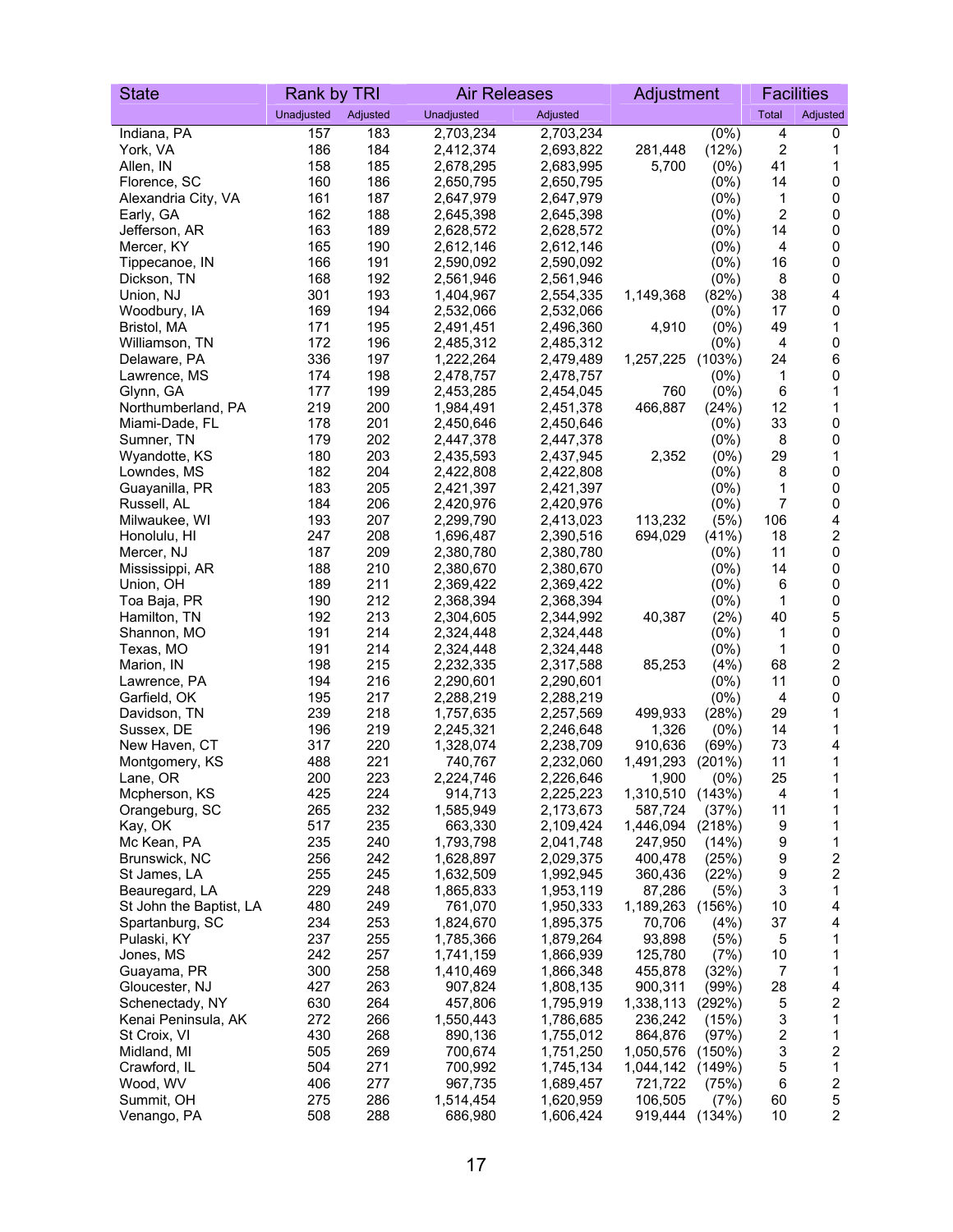| State | Rank by TRI | | Air Releases | | Adjustment | | Facilities | |
|---|---|---|---|---|---|---|---|---|
| | Unadjusted | Adjusted | Unadjusted | Adjusted | | | Total | Adjusted |
| Indiana, PA | 157 | 183 | 2,703,234 | 2,703,234 | | (0%) | 4 | 0 |
| York, VA | 186 | 184 | 2,412,374 | 2,693,822 | 281,448 | (12%) | 2 | 1 |
| Allen, IN | 158 | 185 | 2,678,295 | 2,683,995 | 5,700 | (0%) | 41 | 1 |
| Florence, SC | 160 | 186 | 2,650,795 | 2,650,795 | | (0%) | 14 | 0 |
| Alexandria City, VA | 161 | 187 | 2,647,979 | 2,647,979 | | (0%) | 1 | 0 |
| Early, GA | 162 | 188 | 2,645,398 | 2,645,398 | | (0%) | 2 | 0 |
| Jefferson, AR | 163 | 189 | 2,628,572 | 2,628,572 | | (0%) | 14 | 0 |
| Mercer, KY | 165 | 190 | 2,612,146 | 2,612,146 | | (0%) | 4 | 0 |
| Tippecanoe, IN | 166 | 191 | 2,590,092 | 2,590,092 | | (0%) | 16 | 0 |
| Dickson, TN | 168 | 192 | 2,561,946 | 2,561,946 | | (0%) | 8 | 0 |
| Union, NJ | 301 | 193 | 1,404,967 | 2,554,335 | 1,149,368 | (82%) | 38 | 4 |
| Woodbury, IA | 169 | 194 | 2,532,066 | 2,532,066 | | (0%) | 17 | 0 |
| Bristol, MA | 171 | 195 | 2,491,451 | 2,496,360 | 4,910 | (0%) | 49 | 1 |
| Williamson, TN | 172 | 196 | 2,485,312 | 2,485,312 | | (0%) | 4 | 0 |
| Delaware, PA | 336 | 197 | 1,222,264 | 2,479,489 | 1,257,225 | (103%) | 24 | 6 |
| Lawrence, MS | 174 | 198 | 2,478,757 | 2,478,757 | | (0%) | 1 | 0 |
| Glynn, GA | 177 | 199 | 2,453,285 | 2,454,045 | 760 | (0%) | 6 | 1 |
| Northumberland, PA | 219 | 200 | 1,984,491 | 2,451,378 | 466,887 | (24%) | 12 | 1 |
| Miami-Dade, FL | 178 | 201 | 2,450,646 | 2,450,646 | | (0%) | 33 | 0 |
| Sumner, TN | 179 | 202 | 2,447,378 | 2,447,378 | | (0%) | 8 | 0 |
| Wyandotte, KS | 180 | 203 | 2,435,593 | 2,437,945 | 2,352 | (0%) | 29 | 1 |
| Lowndes, MS | 182 | 204 | 2,422,808 | 2,422,808 | | (0%) | 8 | 0 |
| Guayanilla, PR | 183 | 205 | 2,421,397 | 2,421,397 | | (0%) | 1 | 0 |
| Russell, AL | 184 | 206 | 2,420,976 | 2,420,976 | | (0%) | 7 | 0 |
| Milwaukee, WI | 193 | 207 | 2,299,790 | 2,413,023 | 113,232 | (5%) | 106 | 4 |
| Honolulu, HI | 247 | 208 | 1,696,487 | 2,390,516 | 694,029 | (41%) | 18 | 2 |
| Mercer, NJ | 187 | 209 | 2,380,780 | 2,380,780 | | (0%) | 11 | 0 |
| Mississippi, AR | 188 | 210 | 2,380,670 | 2,380,670 | | (0%) | 14 | 0 |
| Union, OH | 189 | 211 | 2,369,422 | 2,369,422 | | (0%) | 6 | 0 |
| Toa Baja, PR | 190 | 212 | 2,368,394 | 2,368,394 | | (0%) | 1 | 0 |
| Hamilton, TN | 192 | 213 | 2,304,605 | 2,344,992 | 40,387 | (2%) | 40 | 5 |
| Shannon, MO | 191 | 214 | 2,324,448 | 2,324,448 | | (0%) | 1 | 0 |
| Texas, MO | 191 | 214 | 2,324,448 | 2,324,448 | | (0%) | 1 | 0 |
| Marion, IN | 198 | 215 | 2,232,335 | 2,317,588 | 85,253 | (4%) | 68 | 2 |
| Lawrence, PA | 194 | 216 | 2,290,601 | 2,290,601 | | (0%) | 11 | 0 |
| Garfield, OK | 195 | 217 | 2,288,219 | 2,288,219 | | (0%) | 4 | 0 |
| Davidson, TN | 239 | 218 | 1,757,635 | 2,257,569 | 499,933 | (28%) | 29 | 1 |
| Sussex, DE | 196 | 219 | 2,245,321 | 2,246,648 | 1,326 | (0%) | 14 | 1 |
| New Haven, CT | 317 | 220 | 1,328,074 | 2,238,709 | 910,636 | (69%) | 73 | 4 |
| Montgomery, KS | 488 | 221 | 740,767 | 2,232,060 | 1,491,293 | (201%) | 11 | 1 |
| Lane, OR | 200 | 223 | 2,224,746 | 2,226,646 | 1,900 | (0%) | 25 | 1 |
| Mcpherson, KS | 425 | 224 | 914,713 | 2,225,223 | 1,310,510 | (143%) | 4 | 1 |
| Orangeburg, SC | 265 | 232 | 1,585,949 | 2,173,673 | 587,724 | (37%) | 11 | 1 |
| Kay, OK | 517 | 235 | 663,330 | 2,109,424 | 1,446,094 | (218%) | 9 | 1 |
| Mc Kean, PA | 235 | 240 | 1,793,798 | 2,041,748 | 247,950 | (14%) | 9 | 1 |
| Brunswick, NC | 256 | 242 | 1,628,897 | 2,029,375 | 400,478 | (25%) | 9 | 2 |
| St James, LA | 255 | 245 | 1,632,509 | 1,992,945 | 360,436 | (22%) | 9 | 2 |
| Beauregard, LA | 229 | 248 | 1,865,833 | 1,953,119 | 87,286 | (5%) | 3 | 1 |
| St John the Baptist, LA | 480 | 249 | 761,070 | 1,950,333 | 1,189,263 | (156%) | 10 | 4 |
| Spartanburg, SC | 234 | 253 | 1,824,670 | 1,895,375 | 70,706 | (4%) | 37 | 4 |
| Pulaski, KY | 237 | 255 | 1,785,366 | 1,879,264 | 93,898 | (5%) | 5 | 1 |
| Jones, MS | 242 | 257 | 1,741,159 | 1,866,939 | 125,780 | (7%) | 10 | 1 |
| Guayama, PR | 300 | 258 | 1,410,469 | 1,866,348 | 455,878 | (32%) | 7 | 1 |
| Gloucester, NJ | 427 | 263 | 907,824 | 1,808,135 | 900,311 | (99%) | 28 | 4 |
| Schenectady, NY | 630 | 264 | 457,806 | 1,795,919 | 1,338,113 | (292%) | 5 | 2 |
| Kenai Peninsula, AK | 272 | 266 | 1,550,443 | 1,786,685 | 236,242 | (15%) | 3 | 1 |
| St Croix, VI | 430 | 268 | 890,136 | 1,755,012 | 864,876 | (97%) | 2 | 1 |
| Midland, MI | 505 | 269 | 700,674 | 1,751,250 | 1,050,576 | (150%) | 3 | 2 |
| Crawford, IL | 504 | 271 | 700,992 | 1,745,134 | 1,044,142 | (149%) | 5 | 1 |
| Wood, WV | 406 | 277 | 967,735 | 1,689,457 | 721,722 | (75%) | 6 | 2 |
| Summit, OH | 275 | 286 | 1,514,454 | 1,620,959 | 106,505 | (7%) | 60 | 5 |
| Venango, PA | 508 | 288 | 686,980 | 1,606,424 | 919,444 | (134%) | 10 | 2 |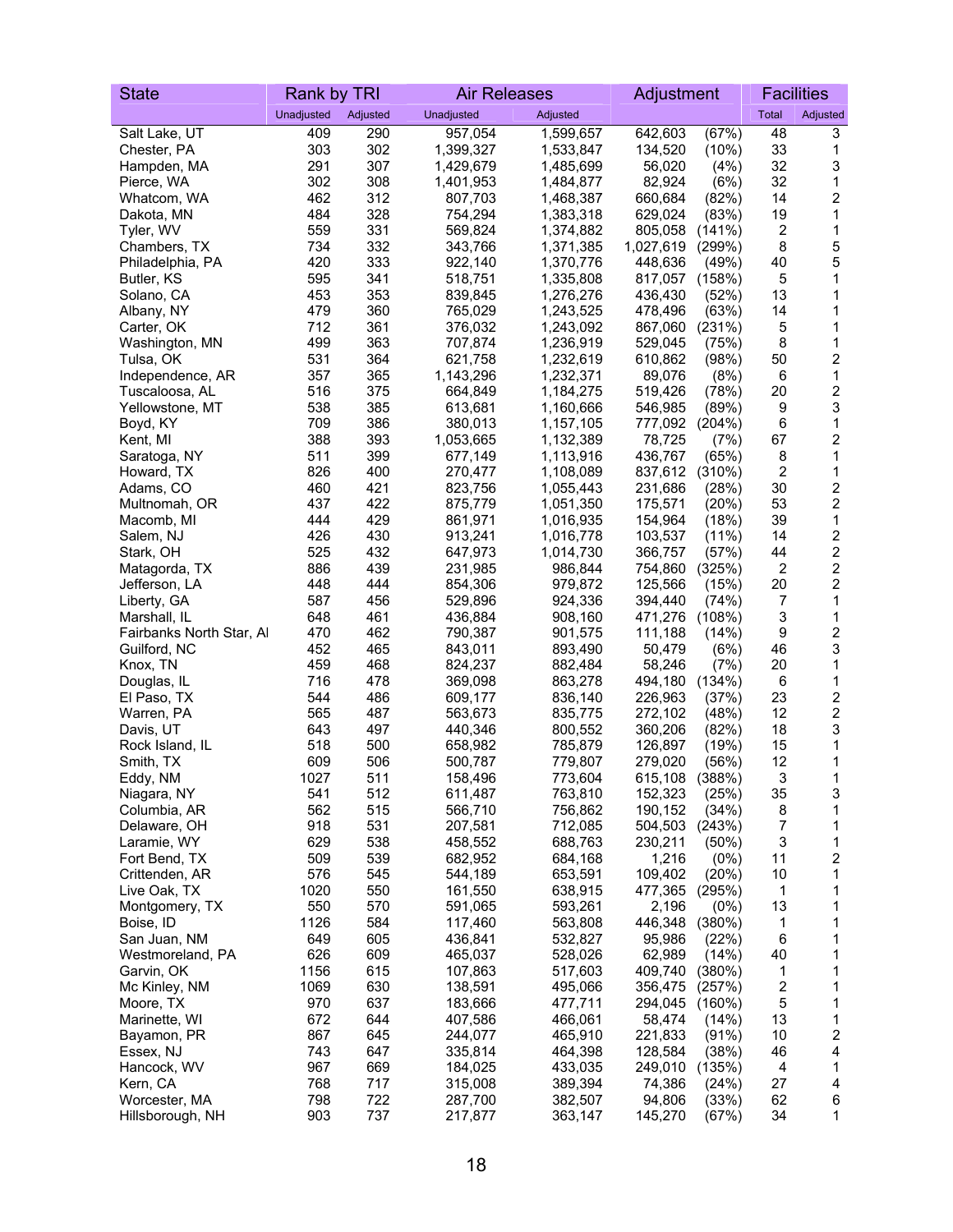| State | Rank by TRI | | Air Releases | | Adjustment | | Facilities | |
|---|---|---|---|---|---|---|---|---|
| | Unadjusted | Adjusted | Unadjusted | Adjusted | | | Total | Adjusted |
| Salt Lake, UT | 409 | 290 | 957,054 | 1,599,657 | 642,603 | (67%) | 48 | 3 |
| Chester, PA | 303 | 302 | 1,399,327 | 1,533,847 | 134,520 | (10%) | 33 | 1 |
| Hampden, MA | 291 | 307 | 1,429,679 | 1,485,699 | 56,020 | (4%) | 32 | 3 |
| Pierce, WA | 302 | 308 | 1,401,953 | 1,484,877 | 82,924 | (6%) | 32 | 1 |
| Whatcom, WA | 462 | 312 | 807,703 | 1,468,387 | 660,684 | (82%) | 14 | 2 |
| Dakota, MN | 484 | 328 | 754,294 | 1,383,318 | 629,024 | (83%) | 19 | 1 |
| Tyler, WV | 559 | 331 | 569,824 | 1,374,882 | 805,058 | (141%) | 2 | 1 |
| Chambers, TX | 734 | 332 | 343,766 | 1,371,385 | 1,027,619 | (299%) | 8 | 5 |
| Philadelphia, PA | 420 | 333 | 922,140 | 1,370,776 | 448,636 | (49%) | 40 | 5 |
| Butler, KS | 595 | 341 | 518,751 | 1,335,808 | 817,057 | (158%) | 5 | 1 |
| Solano, CA | 453 | 353 | 839,845 | 1,276,276 | 436,430 | (52%) | 13 | 1 |
| Albany, NY | 479 | 360 | 765,029 | 1,243,525 | 478,496 | (63%) | 14 | 1 |
| Carter, OK | 712 | 361 | 376,032 | 1,243,092 | 867,060 | (231%) | 5 | 1 |
| Washington, MN | 499 | 363 | 707,874 | 1,236,919 | 529,045 | (75%) | 8 | 1 |
| Tulsa, OK | 531 | 364 | 621,758 | 1,232,619 | 610,862 | (98%) | 50 | 2 |
| Independence, AR | 357 | 365 | 1,143,296 | 1,232,371 | 89,076 | (8%) | 6 | 1 |
| Tuscaloosa, AL | 516 | 375 | 664,849 | 1,184,275 | 519,426 | (78%) | 20 | 2 |
| Yellowstone, MT | 538 | 385 | 613,681 | 1,160,666 | 546,985 | (89%) | 9 | 3 |
| Boyd, KY | 709 | 386 | 380,013 | 1,157,105 | 777,092 | (204%) | 6 | 1 |
| Kent, MI | 388 | 393 | 1,053,665 | 1,132,389 | 78,725 | (7%) | 67 | 2 |
| Saratoga, NY | 511 | 399 | 677,149 | 1,113,916 | 436,767 | (65%) | 8 | 1 |
| Howard, TX | 826 | 400 | 270,477 | 1,108,089 | 837,612 | (310%) | 2 | 1 |
| Adams, CO | 460 | 421 | 823,756 | 1,055,443 | 231,686 | (28%) | 30 | 2 |
| Multnomah, OR | 437 | 422 | 875,779 | 1,051,350 | 175,571 | (20%) | 53 | 2 |
| Macomb, MI | 444 | 429 | 861,971 | 1,016,935 | 154,964 | (18%) | 39 | 1 |
| Salem, NJ | 426 | 430 | 913,241 | 1,016,778 | 103,537 | (11%) | 14 | 2 |
| Stark, OH | 525 | 432 | 647,973 | 1,014,730 | 366,757 | (57%) | 44 | 2 |
| Matagorda, TX | 886 | 439 | 231,985 | 986,844 | 754,860 | (325%) | 2 | 2 |
| Jefferson, LA | 448 | 444 | 854,306 | 979,872 | 125,566 | (15%) | 20 | 2 |
| Liberty, GA | 587 | 456 | 529,896 | 924,336 | 394,440 | (74%) | 7 | 1 |
| Marshall, IL | 648 | 461 | 436,884 | 908,160 | 471,276 | (108%) | 3 | 1 |
| Fairbanks North Star, Al | 470 | 462 | 790,387 | 901,575 | 111,188 | (14%) | 9 | 2 |
| Guilford, NC | 452 | 465 | 843,011 | 893,490 | 50,479 | (6%) | 46 | 3 |
| Knox, TN | 459 | 468 | 824,237 | 882,484 | 58,246 | (7%) | 20 | 1 |
| Douglas, IL | 716 | 478 | 369,098 | 863,278 | 494,180 | (134%) | 6 | 1 |
| El Paso, TX | 544 | 486 | 609,177 | 836,140 | 226,963 | (37%) | 23 | 2 |
| Warren, PA | 565 | 487 | 563,673 | 835,775 | 272,102 | (48%) | 12 | 2 |
| Davis, UT | 643 | 497 | 440,346 | 800,552 | 360,206 | (82%) | 18 | 3 |
| Rock Island, IL | 518 | 500 | 658,982 | 785,879 | 126,897 | (19%) | 15 | 1 |
| Smith, TX | 609 | 506 | 500,787 | 779,807 | 279,020 | (56%) | 12 | 1 |
| Eddy, NM | 1027 | 511 | 158,496 | 773,604 | 615,108 | (388%) | 3 | 1 |
| Niagara, NY | 541 | 512 | 611,487 | 763,810 | 152,323 | (25%) | 35 | 3 |
| Columbia, AR | 562 | 515 | 566,710 | 756,862 | 190,152 | (34%) | 8 | 1 |
| Delaware, OH | 918 | 531 | 207,581 | 712,085 | 504,503 | (243%) | 7 | 1 |
| Laramie, WY | 629 | 538 | 458,552 | 688,763 | 230,211 | (50%) | 3 | 1 |
| Fort Bend, TX | 509 | 539 | 682,952 | 684,168 | 1,216 | (0%) | 11 | 2 |
| Crittenden, AR | 576 | 545 | 544,189 | 653,591 | 109,402 | (20%) | 10 | 1 |
| Live Oak, TX | 1020 | 550 | 161,550 | 638,915 | 477,365 | (295%) | 1 | 1 |
| Montgomery, TX | 550 | 570 | 591,065 | 593,261 | 2,196 | (0%) | 13 | 1 |
| Boise, ID | 1126 | 584 | 117,460 | 563,808 | 446,348 | (380%) | 1 | 1 |
| San Juan, NM | 649 | 605 | 436,841 | 532,827 | 95,986 | (22%) | 6 | 1 |
| Westmoreland, PA | 626 | 609 | 465,037 | 528,026 | 62,989 | (14%) | 40 | 1 |
| Garvin, OK | 1156 | 615 | 107,863 | 517,603 | 409,740 | (380%) | 1 | 1 |
| Mc Kinley, NM | 1069 | 630 | 138,591 | 495,066 | 356,475 | (257%) | 2 | 1 |
| Moore, TX | 970 | 637 | 183,666 | 477,711 | 294,045 | (160%) | 5 | 1 |
| Marinette, WI | 672 | 644 | 407,586 | 466,061 | 58,474 | (14%) | 13 | 1 |
| Bayamon, PR | 867 | 645 | 244,077 | 465,910 | 221,833 | (91%) | 10 | 2 |
| Essex, NJ | 743 | 647 | 335,814 | 464,398 | 128,584 | (38%) | 46 | 4 |
| Hancock, WV | 967 | 669 | 184,025 | 433,035 | 249,010 | (135%) | 4 | 1 |
| Kern, CA | 768 | 717 | 315,008 | 389,394 | 74,386 | (24%) | 27 | 4 |
| Worcester, MA | 798 | 722 | 287,700 | 382,507 | 94,806 | (33%) | 62 | 6 |
| Hillsborough, NH | 903 | 737 | 217,877 | 363,147 | 145,270 | (67%) | 34 | 1 |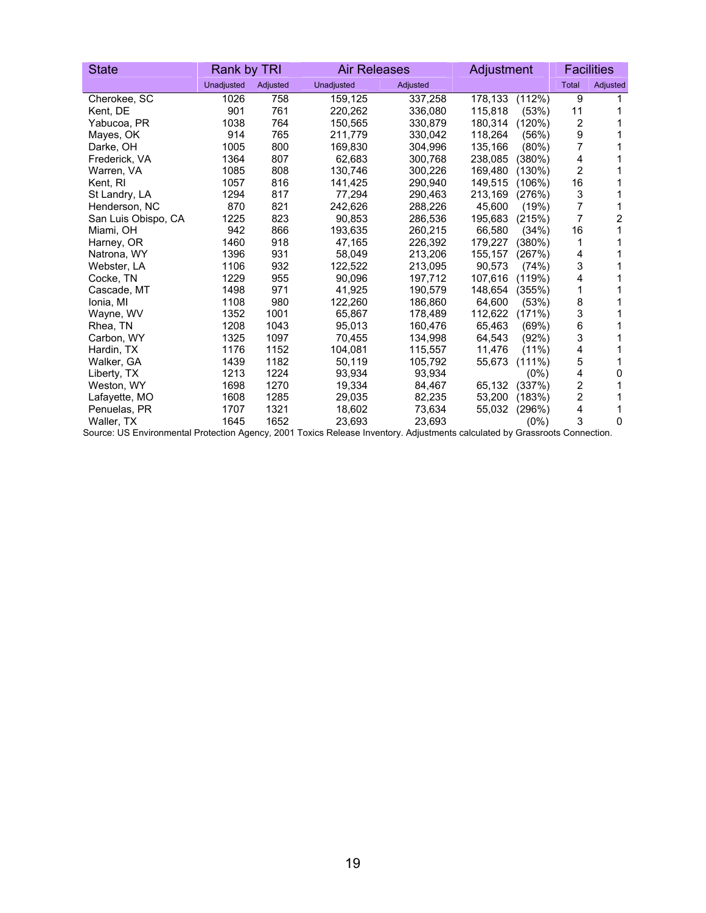| State | Rank by TRI | | Air Releases | | Adjustment | | Facilities | |
|---|---|---|---|---|---|---|---|---|
| | Unadjusted | Adjusted | Unadjusted | Adjusted | | | Total | Adjusted |
| Cherokee, SC | 1026 | 758 | 159,125 | 337,258 | 178,133 | (112%) | 9 | 1 |
| Kent, DE | 901 | 761 | 220,262 | 336,080 | 115,818 | (53%) | 11 | 1 |
| Yabucoa, PR | 1038 | 764 | 150,565 | 330,879 | 180,314 | (120%) | 2 | 1 |
| Mayes, OK | 914 | 765 | 211,779 | 330,042 | 118,264 | (56%) | 9 | 1 |
| Darke, OH | 1005 | 800 | 169,830 | 304,996 | 135,166 | (80%) | 7 | 1 |
| Frederick, VA | 1364 | 807 | 62,683 | 300,768 | 238,085 | (380%) | 4 | 1 |
| Warren, VA | 1085 | 808 | 130,746 | 300,226 | 169,480 | (130%) | 2 | 1 |
| Kent, RI | 1057 | 816 | 141,425 | 290,940 | 149,515 | (106%) | 16 | 1 |
| St Landry, LA | 1294 | 817 | 77,294 | 290,463 | 213,169 | (276%) | 3 | 1 |
| Henderson, NC | 870 | 821 | 242,626 | 288,226 | 45,600 | (19%) | 7 | 1 |
| San Luis Obispo, CA | 1225 | 823 | 90,853 | 286,536 | 195,683 | (215%) | 7 | 2 |
| Miami, OH | 942 | 866 | 193,635 | 260,215 | 66,580 | (34%) | 16 | 1 |
| Harney, OR | 1460 | 918 | 47,165 | 226,392 | 179,227 | (380%) | 1 | 1 |
| Natrona, WY | 1396 | 931 | 58,049 | 213,206 | 155,157 | (267%) | 4 | 1 |
| Webster, LA | 1106 | 932 | 122,522 | 213,095 | 90,573 | (74%) | 3 | 1 |
| Cocke, TN | 1229 | 955 | 90,096 | 197,712 | 107,616 | (119%) | 4 | 1 |
| Cascade, MT | 1498 | 971 | 41,925 | 190,579 | 148,654 | (355%) | 1 | 1 |
| Ionia, MI | 1108 | 980 | 122,260 | 186,860 | 64,600 | (53%) | 8 | 1 |
| Wayne, WV | 1352 | 1001 | 65,867 | 178,489 | 112,622 | (171%) | 3 | 1 |
| Rhea, TN | 1208 | 1043 | 95,013 | 160,476 | 65,463 | (69%) | 6 | 1 |
| Carbon, WY | 1325 | 1097 | 70,455 | 134,998 | 64,543 | (92%) | 3 | 1 |
| Hardin, TX | 1176 | 1152 | 104,081 | 115,557 | 11,476 | (11%) | 4 | 1 |
| Walker, GA | 1439 | 1182 | 50,119 | 105,792 | 55,673 | (111%) | 5 | 1 |
| Liberty, TX | 1213 | 1224 | 93,934 | 93,934 | | (0%) | 4 | 0 |
| Weston, WY | 1698 | 1270 | 19,334 | 84,467 | 65,132 | (337%) | 2 | 1 |
| Lafayette, MO | 1608 | 1285 | 29,035 | 82,235 | 53,200 | (183%) | 2 | 1 |
| Penuelas, PR | 1707 | 1321 | 18,602 | 73,634 | 55,032 | (296%) | 4 | 1 |
| Waller, TX | 1645 | 1652 | 23,693 | 23,693 | | (0%) | 3 | 0 |

Source: US Environmental Protection Agency, 2001 Toxics Release Inventory. Adjustments calculated by Grassroots Connection.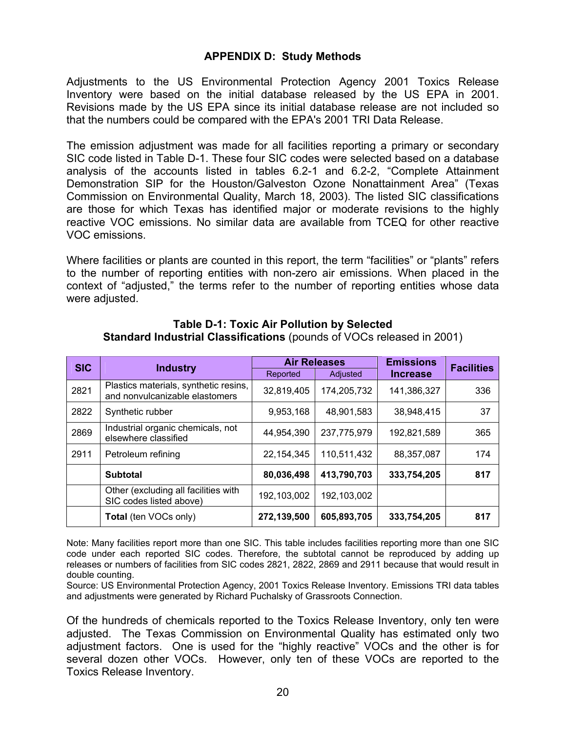## APPENDIX D: Study Methods

Adjustments to the US Environmental Protection Agency 2001 Toxics Release Inventory were based on the initial database released by the US EPA in 2001. Revisions made by the US EPA since its initial database release are not included so that the numbers could be compared with the EPA's 2001 TRI Data Release.

The emission adjustment was made for all facilities reporting a primary or secondary SIC code listed in Table D-1. These four SIC codes were selected based on a database analysis of the accounts listed in tables 6.2-1 and 6.2-2, "Complete Attainment Demonstration SIP for the Houston/Galveston Ozone Nonattainment Area" (Texas Commission on Environmental Quality, March 18, 2003). The listed SIC classifications are those for which Texas has identified major or moderate revisions to the highly reactive VOC emissions. No similar data are available from TCEQ for other reactive VOC emissions.

Where facilities or plants are counted in this report, the term "facilities" or "plants" refers to the number of reporting entities with non-zero air emissions. When placed in the context of "adjusted," the terms refer to the number of reporting entities whose data were adjusted.

**Table D-1: Toxic Air Pollution by Selected Standard Industrial Classifications** (pounds of VOCs released in 2001)

| SIC | Industry | Air Releases | | Emissions Increase | Facilities |
|---|---|---|---|---|---|
| | | Reported | Adjusted | | |
| 2821 | Plastics materials, synthetic resins, and nonvulcanizable elastomers | 32,819,405 | 174,205,732 | 141,386,327 | 336 |
| 2822 | Synthetic rubber | 9,953,168 | 48,901,583 | 38,948,415 | 37 |
| 2869 | Industrial organic chemicals, not elsewhere classified | 44,954,390 | 237,775,979 | 192,821,589 | 365 |
| 2911 | Petroleum refining | 22,154,345 | 110,511,432 | 88,357,087 | 174 |
| | **Subtotal** | **80,036,498** | **413,790,703** | **333,754,205** | **817** |
| | Other (excluding all facilities with SIC codes listed above) | 192,103,002 | 192,103,002 | | |
| | **Total** (ten VOCs only) | **272,139,500** | **605,893,705** | **333,754,205** | **817** |

Note: Many facilities report more than one SIC. This table includes facilities reporting more than one SIC code under each reported SIC codes. Therefore, the subtotal cannot be reproduced by adding up releases or numbers of facilities from SIC codes 2821, 2822, 2869 and 2911 because that would result in double counting.

Source: US Environmental Protection Agency, 2001 Toxics Release Inventory. Emissions TRI data tables and adjustments were generated by Richard Puchalsky of Grassroots Connection.

Of the hundreds of chemicals reported to the Toxics Release Inventory, only ten were adjusted. The Texas Commission on Environmental Quality has estimated only two adjustment factors. One is used for the "highly reactive" VOCs and the other is for several dozen other VOCs. However, only ten of these VOCs are reported to the Toxics Release Inventory.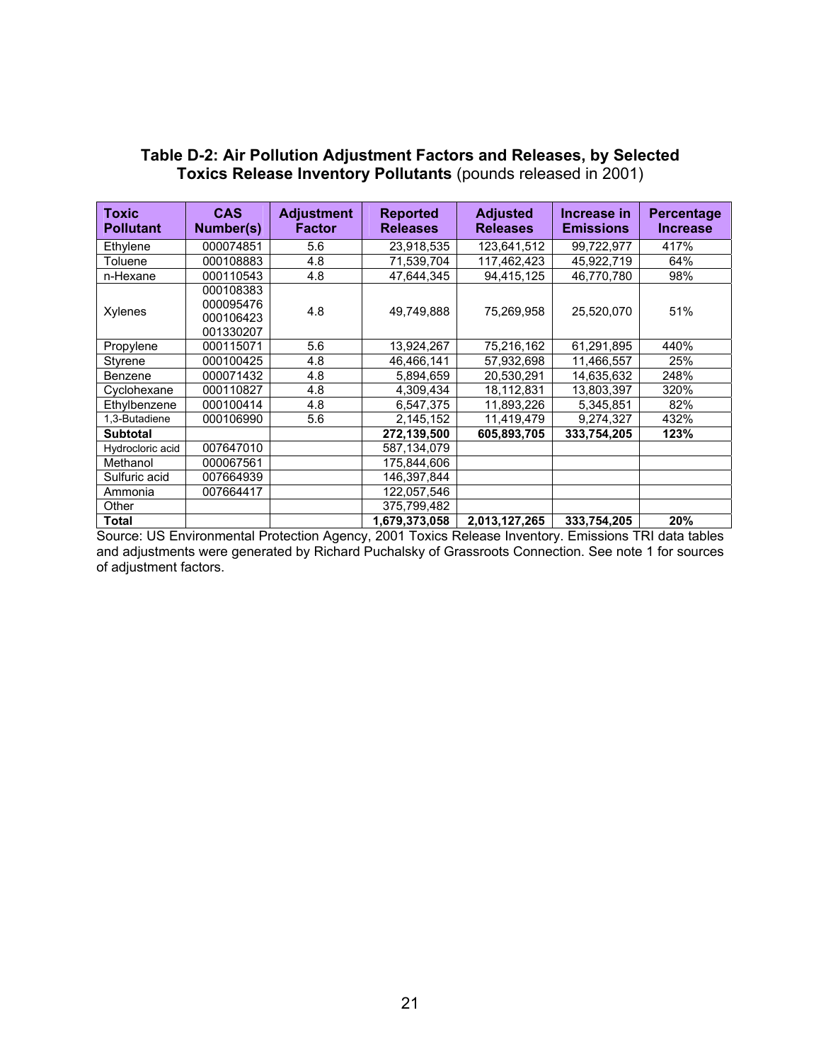## Table D-2: Air Pollution Adjustment Factors and Releases, by Selected Toxics Release Inventory Pollutants (pounds released in 2001)

| Toxic Pollutant | CAS Number(s) | Adjustment Factor | Reported Releases | Adjusted Releases | Increase in Emissions | Percentage Increase |
|---|---|---|---|---|---|---|
| Ethylene | 000074851 | 5.6 | 23,918,535 | 123,641,512 | 99,722,977 | 417% |
| Toluene | 000108883 | 4.8 | 71,539,704 | 117,462,423 | 45,922,719 | 64% |
| n-Hexane | 000110543 | 4.8 | 47,644,345 | 94,415,125 | 46,770,780 | 98% |
| Xylenes | 000108383 000095476 000106423 001330207 | 4.8 | 49,749,888 | 75,269,958 | 25,520,070 | 51% |
| Propylene | 000115071 | 5.6 | 13,924,267 | 75,216,162 | 61,291,895 | 440% |
| Styrene | 000100425 | 4.8 | 46,466,141 | 57,932,698 | 11,466,557 | 25% |
| Benzene | 000071432 | 4.8 | 5,894,659 | 20,530,291 | 14,635,632 | 248% |
| Cyclohexane | 000110827 | 4.8 | 4,309,434 | 18,112,831 | 13,803,397 | 320% |
| Ethylbenzene | 000100414 | 4.8 | 6,547,375 | 11,893,226 | 5,345,851 | 82% |
| 1,3-Butadiene | 000106990 | 5.6 | 2,145,152 | 11,419,479 | 9,274,327 | 432% |
| **Subtotal** | | | **272,139,500** | **605,893,705** | **333,754,205** | **123%** |
| Hydrocloric acid | 007647010 | | 587,134,079 | | | |
| Methanol | 000067561 | | 175,844,606 | | | |
| Sulfuric acid | 007664939 | | 146,397,844 | | | |
| Ammonia | 007664417 | | 122,057,546 | | | |
| Other | | | 375,799,482 | | | |
| **Total** | | | **1,679,373,058** | **2,013,127,265** | **333,754,205** | **20%** |

Source: US Environmental Protection Agency, 2001 Toxics Release Inventory. Emissions TRI data tables and adjustments were generated by Richard Puchalsky of Grassroots Connection. See note 1 for sources of adjustment factors.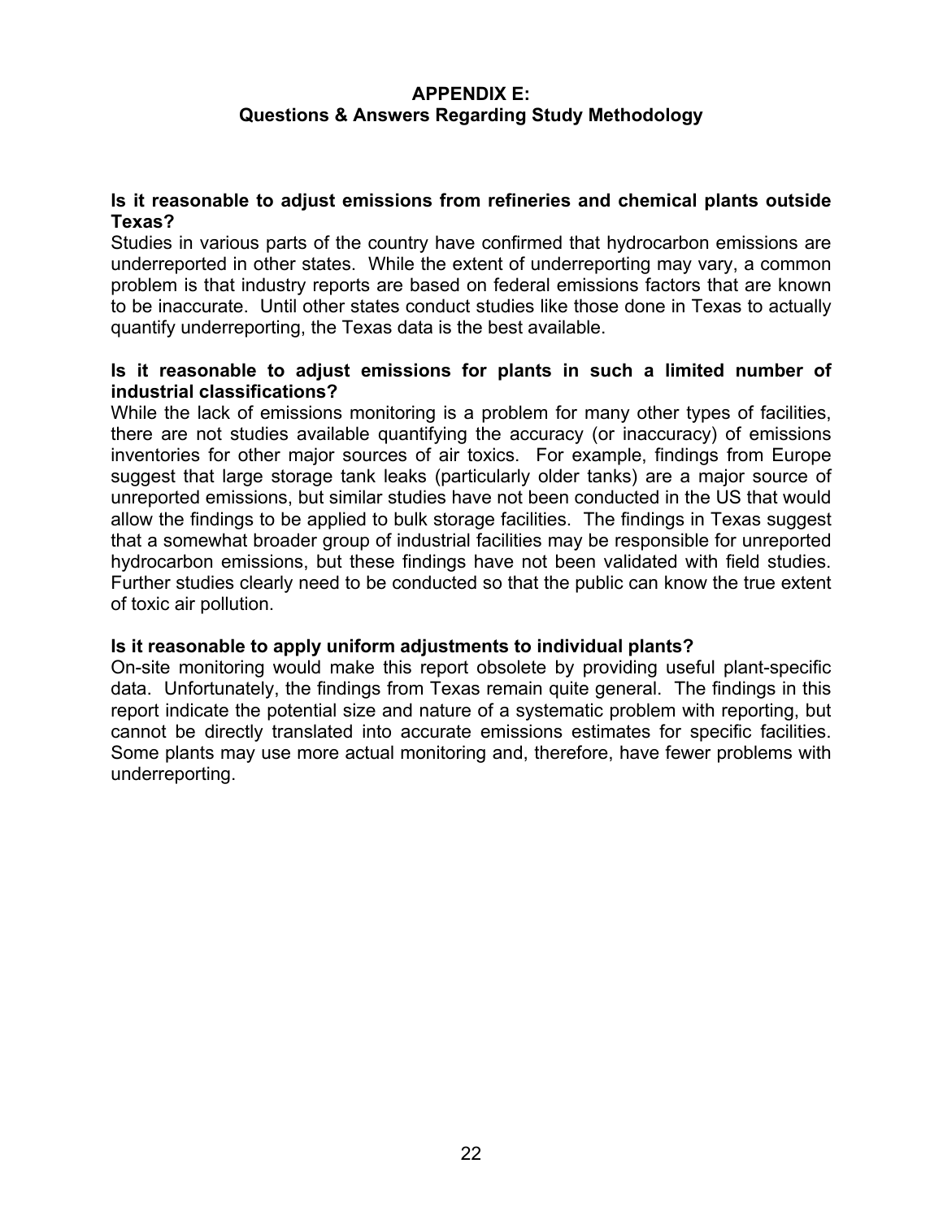## APPENDIX E:
## Questions & Answers Regarding Study Methodology

**Is it reasonable to adjust emissions from refineries and chemical plants outside Texas?**

Studies in various parts of the country have confirmed that hydrocarbon emissions are underreported in other states. While the extent of underreporting may vary, a common problem is that industry reports are based on federal emissions factors that are known to be inaccurate. Until other states conduct studies like those done in Texas to actually quantify underreporting, the Texas data is the best available.

**Is it reasonable to adjust emissions for plants in such a limited number of industrial classifications?**

While the lack of emissions monitoring is a problem for many other types of facilities, there are not studies available quantifying the accuracy (or inaccuracy) of emissions inventories for other major sources of air toxics. For example, findings from Europe suggest that large storage tank leaks (particularly older tanks) are a major source of unreported emissions, but similar studies have not been conducted in the US that would allow the findings to be applied to bulk storage facilities. The findings in Texas suggest that a somewhat broader group of industrial facilities may be responsible for unreported hydrocarbon emissions, but these findings have not been validated with field studies. Further studies clearly need to be conducted so that the public can know the true extent of toxic air pollution.

**Is it reasonable to apply uniform adjustments to individual plants?**

On-site monitoring would make this report obsolete by providing useful plant-specific data. Unfortunately, the findings from Texas remain quite general. The findings in this report indicate the potential size and nature of a systematic problem with reporting, but cannot be directly translated into accurate emissions estimates for specific facilities. Some plants may use more actual monitoring and, therefore, have fewer problems with underreporting.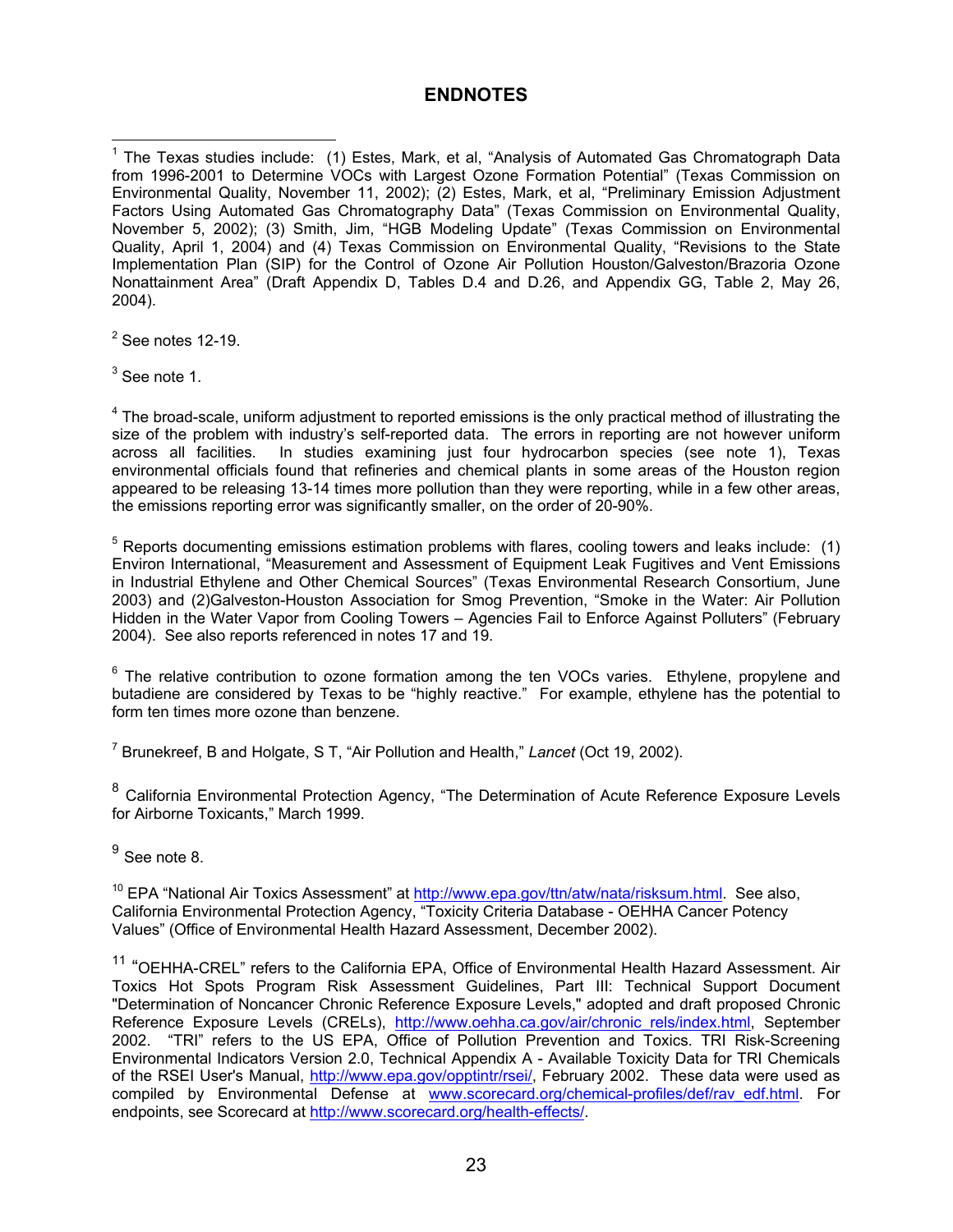## ENDNOTES

[1] The Texas studies include: (1) Estes, Mark, et al, "Analysis of Automated Gas Chromatograph Data from 1996-2001 to Determine VOCs with Largest Ozone Formation Potential" (Texas Commission on Environmental Quality, November 11, 2002); (2) Estes, Mark, et al, "Preliminary Emission Adjustment Factors Using Automated Gas Chromatography Data" (Texas Commission on Environmental Quality, November 5, 2002); (3) Smith, Jim, "HGB Modeling Update" (Texas Commission on Environmental Quality, April 1, 2004) and (4) Texas Commission on Environmental Quality, "Revisions to the State Implementation Plan (SIP) for the Control of Ozone Air Pollution Houston/Galveston/Brazoria Ozone Nonattainment Area" (Draft Appendix D, Tables D.4 and D.26, and Appendix GG, Table 2, May 26, 2004).

[2] See notes 12-19.

[3] See note 1.

[4] The broad-scale, uniform adjustment to reported emissions is the only practical method of illustrating the size of the problem with industry's self-reported data. The errors in reporting are not however uniform across all facilities. In studies examining just four hydrocarbon species (see note 1), Texas environmental officials found that refineries and chemical plants in some areas of the Houston region appeared to be releasing 13-14 times more pollution than they were reporting, while in a few other areas, the emissions reporting error was significantly smaller, on the order of 20-90%.

[5] Reports documenting emissions estimation problems with flares, cooling towers and leaks include: (1) Environ International, "Measurement and Assessment of Equipment Leak Fugitives and Vent Emissions in Industrial Ethylene and Other Chemical Sources" (Texas Environmental Research Consortium, June 2003) and (2)Galveston-Houston Association for Smog Prevention, "Smoke in the Water: Air Pollution Hidden in the Water Vapor from Cooling Towers – Agencies Fail to Enforce Against Polluters" (February 2004). See also reports referenced in notes 17 and 19.

[6] The relative contribution to ozone formation among the ten VOCs varies. Ethylene, propylene and butadiene are considered by Texas to be "highly reactive." For example, ethylene has the potential to form ten times more ozone than benzene.

[7] Brunekreef, B and Holgate, S T, "Air Pollution and Health," *Lancet* (Oct 19, 2002).

[8] California Environmental Protection Agency, "The Determination of Acute Reference Exposure Levels for Airborne Toxicants," March 1999.

[9] See note 8.

[10] EPA "National Air Toxics Assessment" at http://www.epa.gov/ttn/atw/nata/risksum.html. See also, California Environmental Protection Agency, "Toxicity Criteria Database - OEHHA Cancer Potency Values" (Office of Environmental Health Hazard Assessment, December 2002).

[11] "OEHHA-CREL" refers to the California EPA, Office of Environmental Health Hazard Assessment. Air Toxics Hot Spots Program Risk Assessment Guidelines, Part III: Technical Support Document "Determination of Noncancer Chronic Reference Exposure Levels," adopted and draft proposed Chronic Reference Exposure Levels (CRELs), http://www.oehha.ca.gov/air/chronic_rels/index.html, September 2002. "TRI" refers to the US EPA, Office of Pollution Prevention and Toxics. TRI Risk-Screening Environmental Indicators Version 2.0, Technical Appendix A - Available Toxicity Data for TRI Chemicals of the RSEI User's Manual, http://www.epa.gov/opptintr/rsei/, February 2002. These data were used as compiled by Environmental Defense at www.scorecard.org/chemical-profiles/def/rav_edf.html. For endpoints, see Scorecard at http://www.scorecard.org/health-effects/.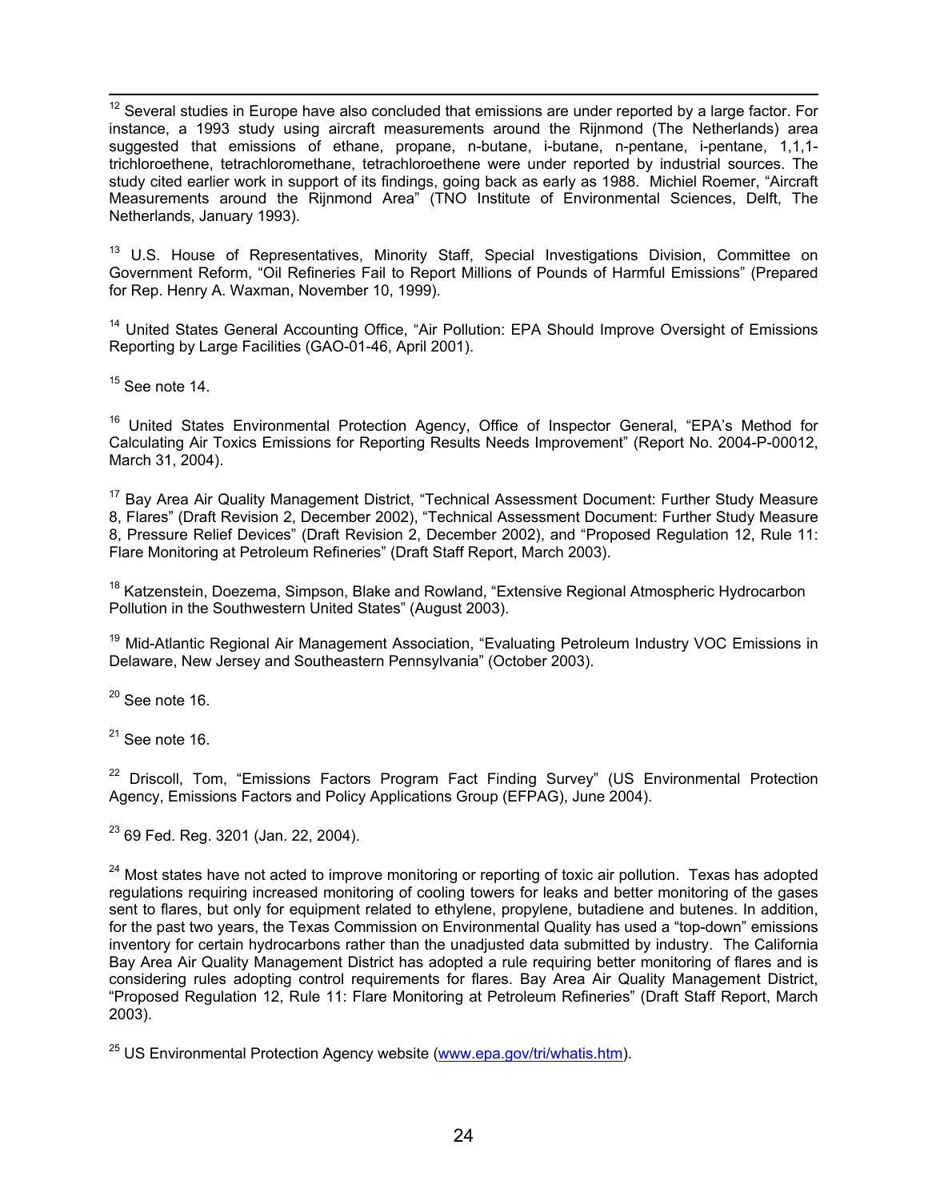[12] Several studies in Europe have also concluded that emissions are under reported by a large factor. For instance, a 1993 study using aircraft measurements around the Rijnmond (The Netherlands) area suggested that emissions of ethane, propane, n-butane, i-butane, n-pentane, i-pentane, 1,1,1-trichloroethene, tetrachloromethane, tetrachloroethene were under reported by industrial sources. The study cited earlier work in support of its findings, going back as early as 1988. Michiel Roemer, "Aircraft Measurements around the Rijnmond Area" (TNO Institute of Environmental Sciences, Delft, The Netherlands, January 1993).

[13] U.S. House of Representatives, Minority Staff, Special Investigations Division, Committee on Government Reform, "Oil Refineries Fail to Report Millions of Pounds of Harmful Emissions" (Prepared for Rep. Henry A. Waxman, November 10, 1999).

[14] United States General Accounting Office, "Air Pollution: EPA Should Improve Oversight of Emissions Reporting by Large Facilities (GAO-01-46, April 2001).

[15] See note 14.

[16] United States Environmental Protection Agency, Office of Inspector General, "EPA's Method for Calculating Air Toxics Emissions for Reporting Results Needs Improvement" (Report No. 2004-P-00012, March 31, 2004).

[17] Bay Area Air Quality Management District, "Technical Assessment Document: Further Study Measure 8, Flares" (Draft Revision 2, December 2002), "Technical Assessment Document: Further Study Measure 8, Pressure Relief Devices" (Draft Revision 2, December 2002), and "Proposed Regulation 12, Rule 11: Flare Monitoring at Petroleum Refineries" (Draft Staff Report, March 2003).

[18] Katzenstein, Doezema, Simpson, Blake and Rowland, "Extensive Regional Atmospheric Hydrocarbon Pollution in the Southwestern United States" (August 2003).

[19] Mid-Atlantic Regional Air Management Association, "Evaluating Petroleum Industry VOC Emissions in Delaware, New Jersey and Southeastern Pennsylvania" (October 2003).

[20] See note 16.

[21] See note 16.

[22] Driscoll, Tom, "Emissions Factors Program Fact Finding Survey" (US Environmental Protection Agency, Emissions Factors and Policy Applications Group (EFPAG), June 2004).

[23] 69 Fed. Reg. 3201 (Jan. 22, 2004).

[24] Most states have not acted to improve monitoring or reporting of toxic air pollution. Texas has adopted regulations requiring increased monitoring of cooling towers for leaks and better monitoring of the gases sent to flares, but only for equipment related to ethylene, propylene, butadiene and butenes. In addition, for the past two years, the Texas Commission on Environmental Quality has used a "top-down" emissions inventory for certain hydrocarbons rather than the unadjusted data submitted by industry. The California Bay Area Air Quality Management District has adopted a rule requiring better monitoring of flares and is considering rules adopting control requirements for flares. Bay Area Air Quality Management District, "Proposed Regulation 12, Rule 11: Flare Monitoring at Petroleum Refineries" (Draft Staff Report, March 2003).

[25] US Environmental Protection Agency website (www.epa.gov/tri/whatis.htm).